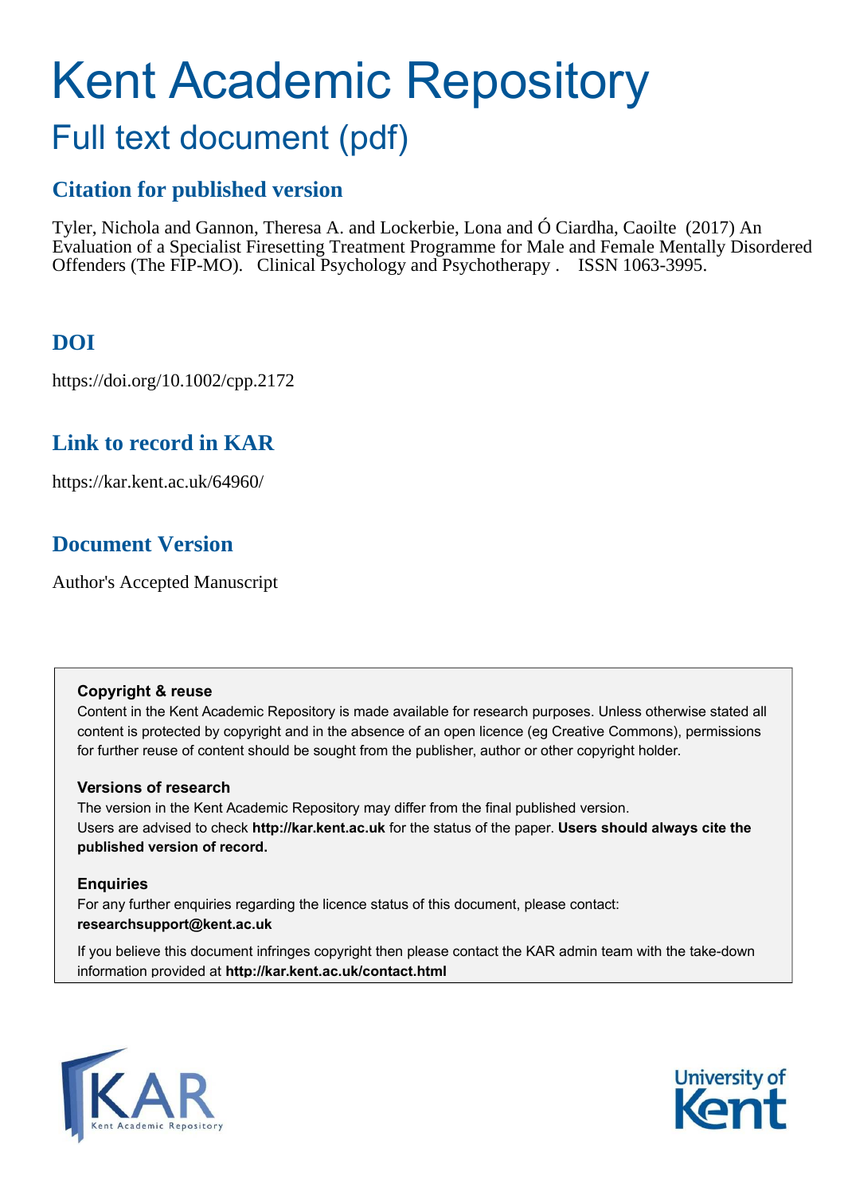# Kent Academic Repository

## Full text document (pdf)

### Citation for published version

Tyler, Nichola and Gannon, Theresa A. and Lockerbie, Lona and Ó Ciardha, Caoilte (2017) An Evaluation of a Specialist Firesetting Treatment Programme for Male and Female Mentally Disordered Offenders (The FIP-MO). Clinical Psychology and Psychotherapy . ISSN 1063-3995.

### DOI

https://doi.org/10.1002/cpp.2172

### Link to record in KAR

https://kar.kent.ac.uk/64960/

### Document Version

Author's Accepted Manuscript

**Copyright & reuse**

Content in the Kent Academic Repository is made available for research purposes. Unless otherwise stated all content is protected by copyright and in the absence of an open licence (eg Creative Commons), permissions for further reuse of content should be sought from the publisher, author or other copyright holder.

**Versions of research**

The version in the Kent Academic Repository may differ from the final published version. Users are advised to check **http://kar.kent.ac.uk** for the status of the paper. **Users should always cite the published version of record.**

**Enquiries**

For any further enquiries regarding the licence status of this document, please contact: **researchsupport@kent.ac.uk**

If you believe this document infringes copyright then please contact the KAR admin team with the take-down information provided at **http://kar.kent.ac.uk/contact.html**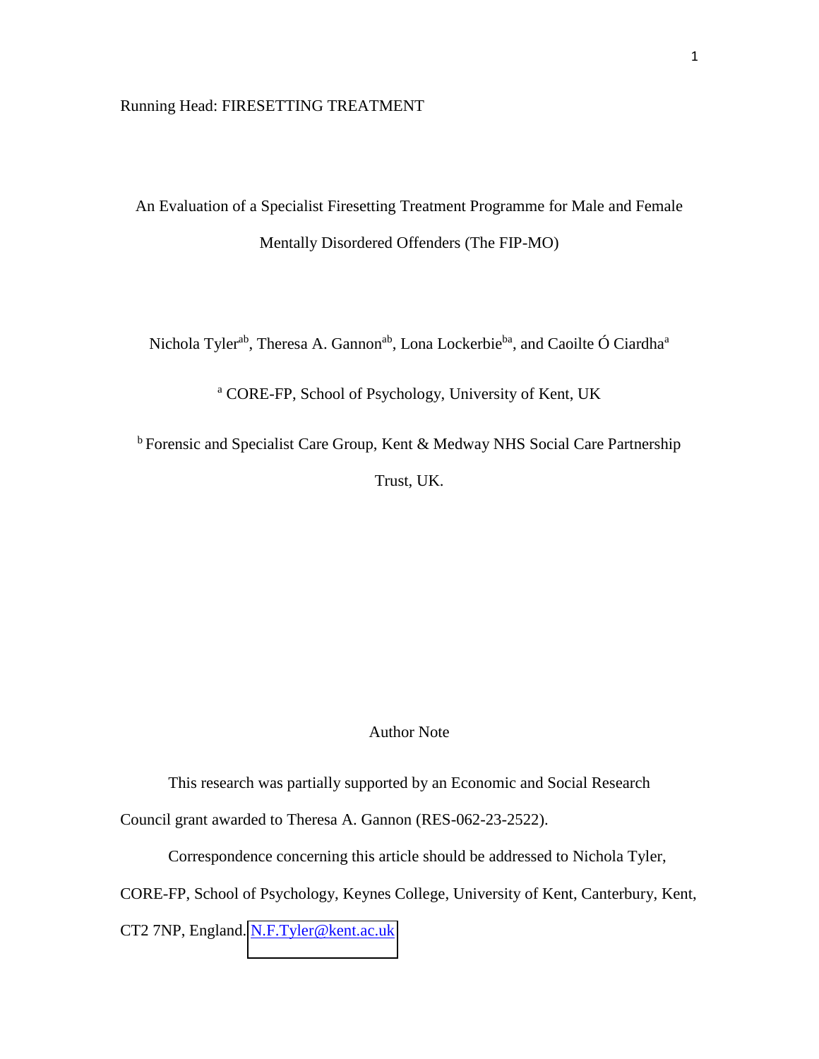# An Evaluation of a Specialist Firesetting Treatment Programme for Male and Female Mentally Disordered Offenders (The FIP-MO)

Nichola Tyler[ab], Theresa A. Gannon[ab], Lona Lockerbie[ba], and Caoilte Ó Ciardha[a]

[a] CORE-FP, School of Psychology, University of Kent, UK

[b] Forensic and Specialist Care Group, Kent & Medway NHS Social Care Partnership Trust, UK.

## Author Note

This research was partially supported by an Economic and Social Research Council grant awarded to Theresa A. Gannon (RES-062-23-2522).

Correspondence concerning this article should be addressed to Nichola Tyler, CORE-FP, School of Psychology, Keynes College, University of Kent, Canterbury, Kent, CT2 7NP, England. N.F.Tyler@kent.ac.uk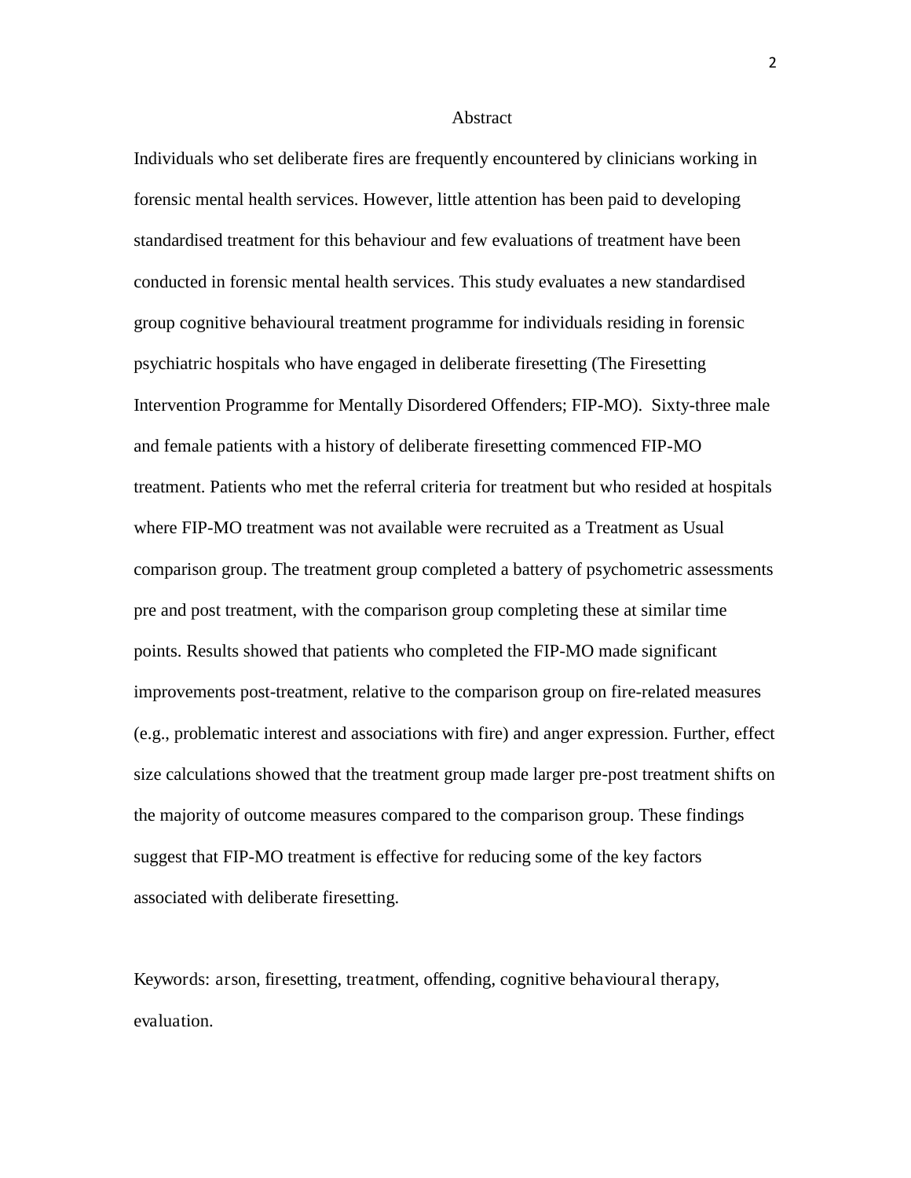# Abstract

Individuals who set deliberate fires are frequently encountered by clinicians working in forensic mental health services. However, little attention has been paid to developing standardised treatment for this behaviour and few evaluations of treatment have been conducted in forensic mental health services. This study evaluates a new standardised group cognitive behavioural treatment programme for individuals residing in forensic psychiatric hospitals who have engaged in deliberate firesetting (The Firesetting Intervention Programme for Mentally Disordered Offenders; FIP-MO). Sixty-three male and female patients with a history of deliberate firesetting commenced FIP-MO treatment. Patients who met the referral criteria for treatment but who resided at hospitals where FIP-MO treatment was not available were recruited as a Treatment as Usual comparison group. The treatment group completed a battery of psychometric assessments pre and post treatment, with the comparison group completing these at similar time points. Results showed that patients who completed the FIP-MO made significant improvements post-treatment, relative to the comparison group on fire-related measures (e.g., problematic interest and associations with fire) and anger expression. Further, effect size calculations showed that the treatment group made larger pre-post treatment shifts on the majority of outcome measures compared to the comparison group. These findings suggest that FIP-MO treatment is effective for reducing some of the key factors associated with deliberate firesetting.

Keywords: arson, firesetting, treatment, offending, cognitive behavioural therapy, evaluation.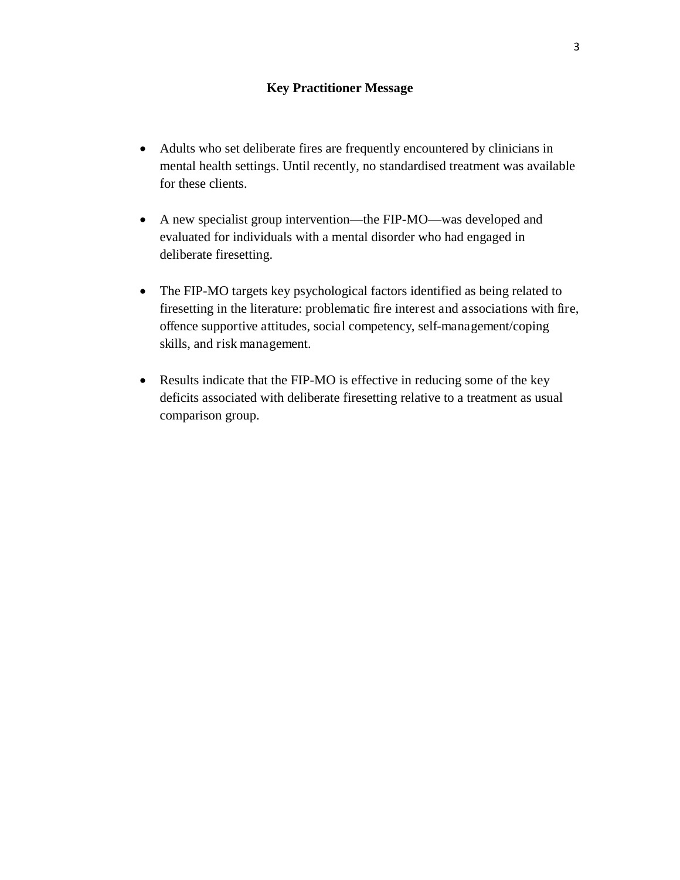## Key Practitioner Message

- Adults who set deliberate fires are frequently encountered by clinicians in mental health settings. Until recently, no standardised treatment was available for these clients.
- A new specialist group intervention—the FIP-MO—was developed and evaluated for individuals with a mental disorder who had engaged in deliberate firesetting.
- The FIP-MO targets key psychological factors identified as being related to firesetting in the literature: problematic fire interest and associations with fire, offence supportive attitudes, social competency, self-management/coping skills, and risk management.
- Results indicate that the FIP-MO is effective in reducing some of the key deficits associated with deliberate firesetting relative to a treatment as usual comparison group.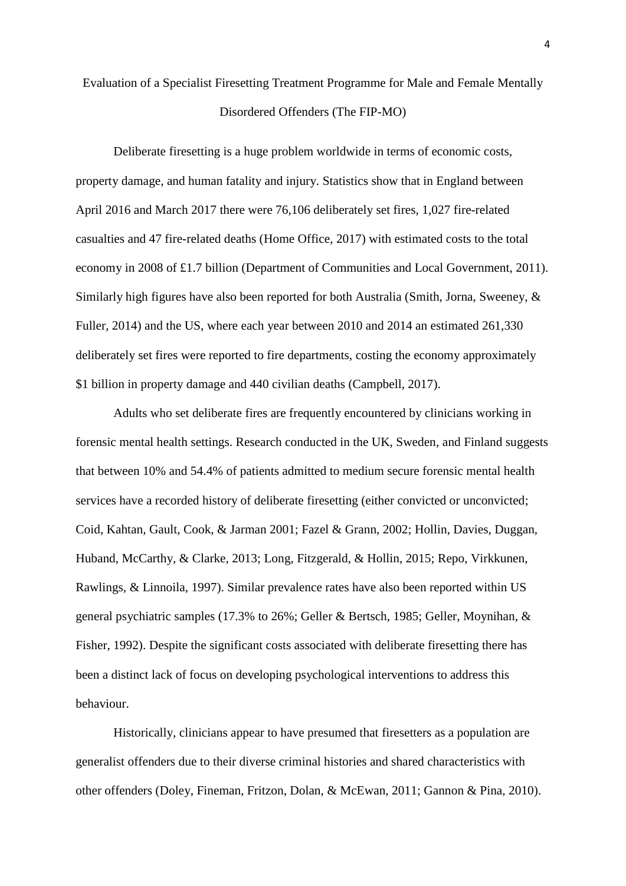# Evaluation of a Specialist Firesetting Treatment Programme for Male and Female Mentally Disordered Offenders (The FIP-MO)

Deliberate firesetting is a huge problem worldwide in terms of economic costs, property damage, and human fatality and injury. Statistics show that in England between April 2016 and March 2017 there were 76,106 deliberately set fires, 1,027 fire-related casualties and 47 fire-related deaths (Home Office, 2017) with estimated costs to the total economy in 2008 of £1.7 billion (Department of Communities and Local Government, 2011). Similarly high figures have also been reported for both Australia (Smith, Jorna, Sweeney, & Fuller, 2014) and the US, where each year between 2010 and 2014 an estimated 261,330 deliberately set fires were reported to fire departments, costing the economy approximately $1 billion in property damage and 440 civilian deaths (Campbell, 2017).

Adults who set deliberate fires are frequently encountered by clinicians working in forensic mental health settings. Research conducted in the UK, Sweden, and Finland suggests that between 10% and 54.4% of patients admitted to medium secure forensic mental health services have a recorded history of deliberate firesetting (either convicted or unconvicted; Coid, Kahtan, Gault, Cook, & Jarman 2001; Fazel & Grann, 2002; Hollin, Davies, Duggan, Huband, McCarthy, & Clarke, 2013; Long, Fitzgerald, & Hollin, 2015; Repo, Virkkunen, Rawlings, & Linnoila, 1997). Similar prevalence rates have also been reported within US general psychiatric samples (17.3% to 26%; Geller & Bertsch, 1985; Geller, Moynihan, & Fisher, 1992). Despite the significant costs associated with deliberate firesetting there has been a distinct lack of focus on developing psychological interventions to address this behaviour.

Historically, clinicians appear to have presumed that firesetters as a population are generalist offenders due to their diverse criminal histories and shared characteristics with other offenders (Doley, Fineman, Fritzon, Dolan, & McEwan, 2011; Gannon & Pina, 2010).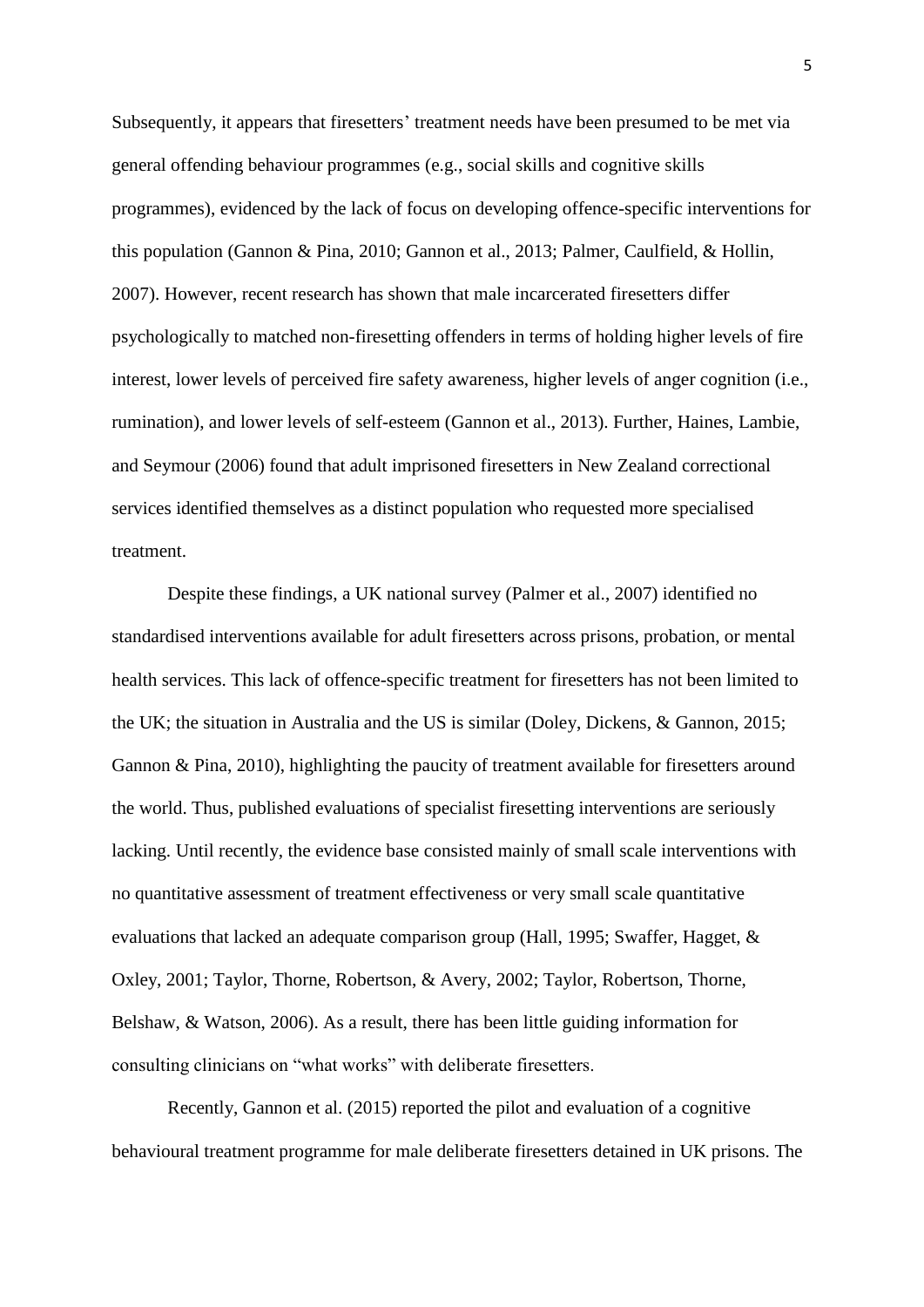Subsequently, it appears that firesetters' treatment needs have been presumed to be met via general offending behaviour programmes (e.g., social skills and cognitive skills programmes), evidenced by the lack of focus on developing offence-specific interventions for this population (Gannon & Pina, 2010; Gannon et al., 2013; Palmer, Caulfield, & Hollin, 2007). However, recent research has shown that male incarcerated firesetters differ psychologically to matched non-firesetting offenders in terms of holding higher levels of fire interest, lower levels of perceived fire safety awareness, higher levels of anger cognition (i.e., rumination), and lower levels of self-esteem (Gannon et al., 2013). Further, Haines, Lambie, and Seymour (2006) found that adult imprisoned firesetters in New Zealand correctional services identified themselves as a distinct population who requested more specialised treatment.

Despite these findings, a UK national survey (Palmer et al., 2007) identified no standardised interventions available for adult firesetters across prisons, probation, or mental health services. This lack of offence-specific treatment for firesetters has not been limited to the UK; the situation in Australia and the US is similar (Doley, Dickens, & Gannon, 2015; Gannon & Pina, 2010), highlighting the paucity of treatment available for firesetters around the world. Thus, published evaluations of specialist firesetting interventions are seriously lacking. Until recently, the evidence base consisted mainly of small scale interventions with no quantitative assessment of treatment effectiveness or very small scale quantitative evaluations that lacked an adequate comparison group (Hall, 1995; Swaffer, Hagget, & Oxley, 2001; Taylor, Thorne, Robertson, & Avery, 2002; Taylor, Robertson, Thorne, Belshaw, & Watson, 2006). As a result, there has been little guiding information for consulting clinicians on "what works" with deliberate firesetters.

Recently, Gannon et al. (2015) reported the pilot and evaluation of a cognitive behavioural treatment programme for male deliberate firesetters detained in UK prisons. The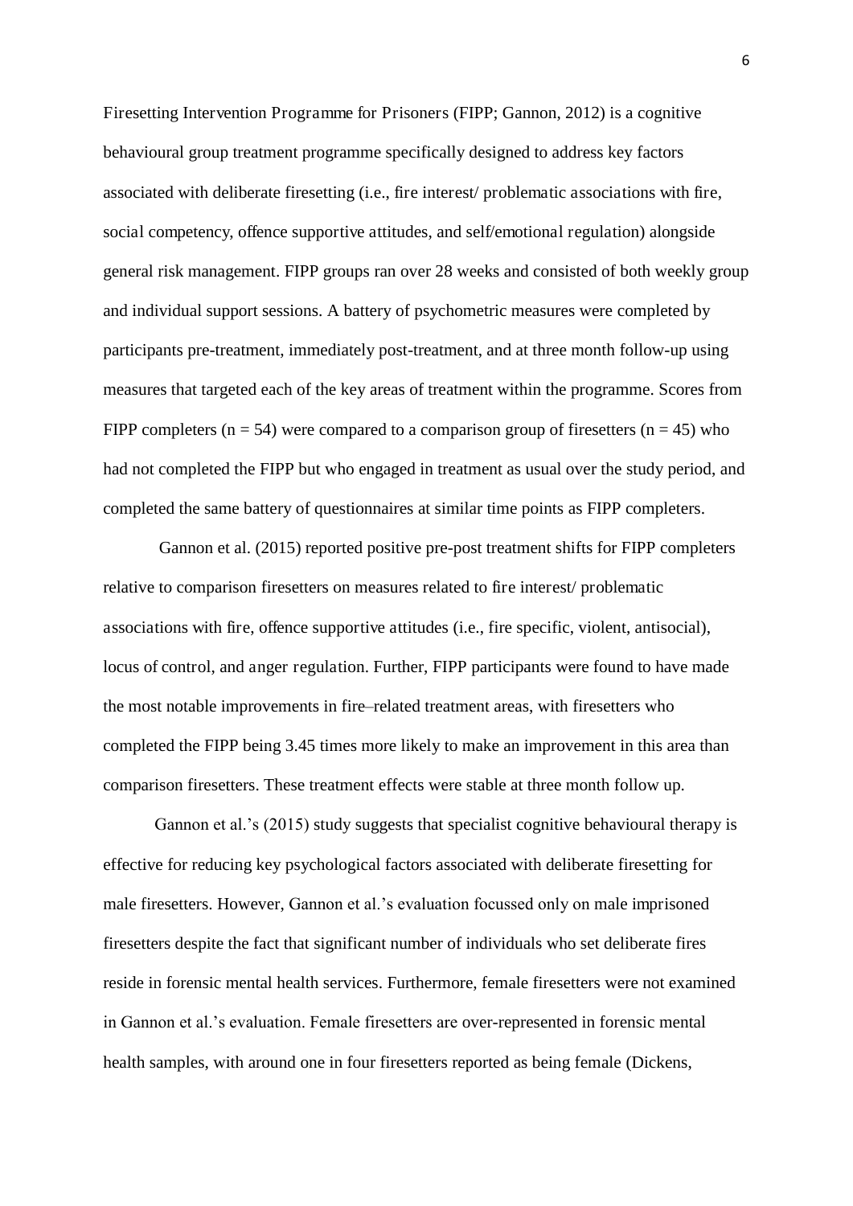Firesetting Intervention Programme for Prisoners (FIPP; Gannon, 2012) is a cognitive behavioural group treatment programme specifically designed to address key factors associated with deliberate firesetting (i.e., fire interest/ problematic associations with fire, social competency, offence supportive attitudes, and self/emotional regulation) alongside general risk management. FIPP groups ran over 28 weeks and consisted of both weekly group and individual support sessions. A battery of psychometric measures were completed by participants pre-treatment, immediately post-treatment, and at three month follow-up using measures that targeted each of the key areas of treatment within the programme. Scores from FIPP completers ($n = 54$) were compared to a comparison group of firesetters ($n = 45$) who had not completed the FIPP but who engaged in treatment as usual over the study period, and completed the same battery of questionnaires at similar time points as FIPP completers.

Gannon et al. (2015) reported positive pre-post treatment shifts for FIPP completers relative to comparison firesetters on measures related to fire interest/ problematic associations with fire, offence supportive attitudes (i.e., fire specific, violent, antisocial), locus of control, and anger regulation. Further, FIPP participants were found to have made the most notable improvements in fire–related treatment areas, with firesetters who completed the FIPP being 3.45 times more likely to make an improvement in this area than comparison firesetters. These treatment effects were stable at three month follow up.

Gannon et al.'s (2015) study suggests that specialist cognitive behavioural therapy is effective for reducing key psychological factors associated with deliberate firesetting for male firesetters. However, Gannon et al.'s evaluation focussed only on male imprisoned firesetters despite the fact that significant number of individuals who set deliberate fires reside in forensic mental health services. Furthermore, female firesetters were not examined in Gannon et al.'s evaluation. Female firesetters are over-represented in forensic mental health samples, with around one in four firesetters reported as being female (Dickens,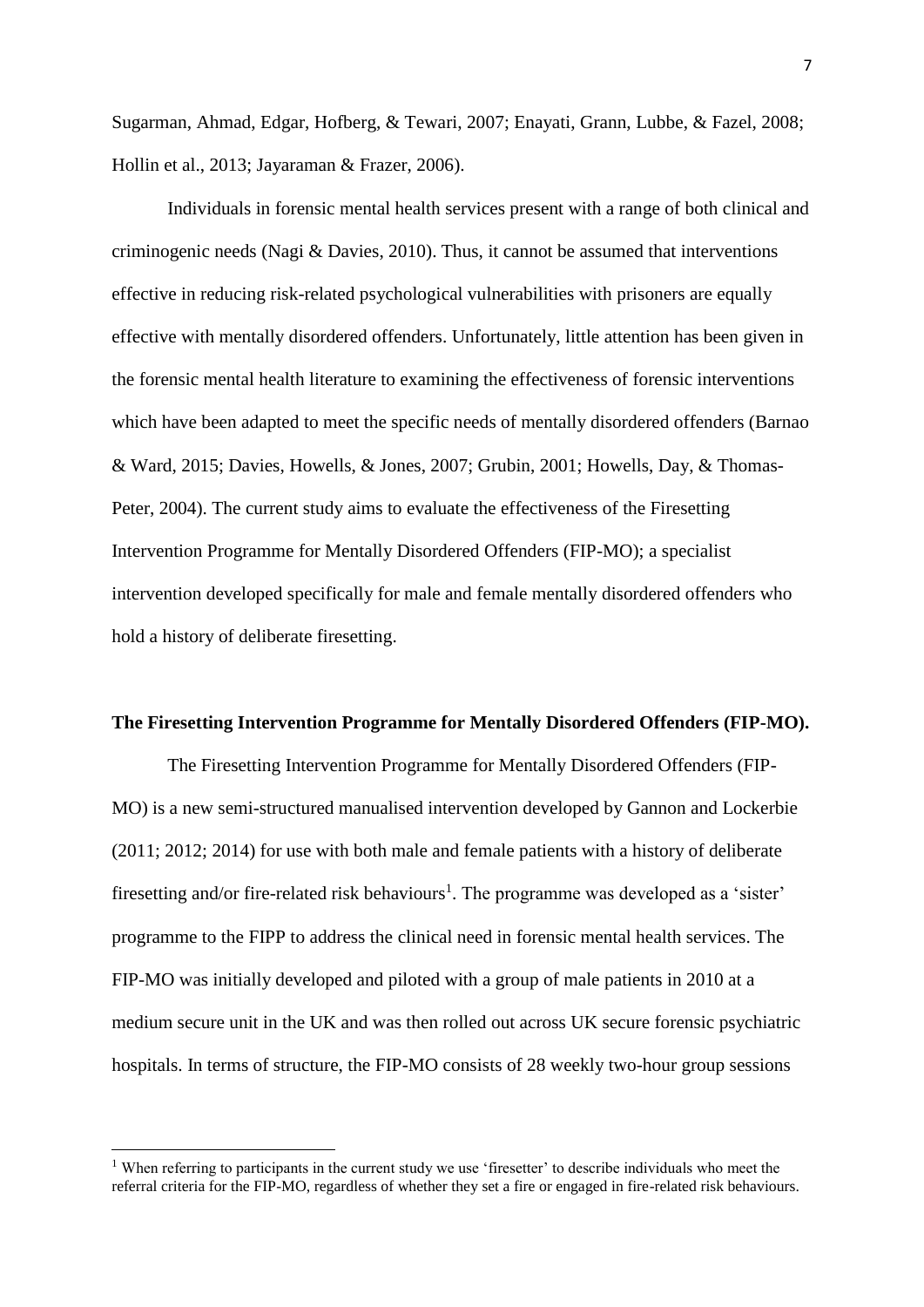Sugarman, Ahmad, Edgar, Hofberg, & Tewari, 2007; Enayati, Grann, Lubbe, & Fazel, 2008; Hollin et al., 2013; Jayaraman & Frazer, 2006).

Individuals in forensic mental health services present with a range of both clinical and criminogenic needs (Nagi & Davies, 2010). Thus, it cannot be assumed that interventions effective in reducing risk-related psychological vulnerabilities with prisoners are equally effective with mentally disordered offenders. Unfortunately, little attention has been given in the forensic mental health literature to examining the effectiveness of forensic interventions which have been adapted to meet the specific needs of mentally disordered offenders (Barnao & Ward, 2015; Davies, Howells, & Jones, 2007; Grubin, 2001; Howells, Day, & Thomas-Peter, 2004). The current study aims to evaluate the effectiveness of the Firesetting Intervention Programme for Mentally Disordered Offenders (FIP-MO); a specialist intervention developed specifically for male and female mentally disordered offenders who hold a history of deliberate firesetting.

**The Firesetting Intervention Programme for Mentally Disordered Offenders (FIP-MO).**

The Firesetting Intervention Programme for Mentally Disordered Offenders (FIP-MO) is a new semi-structured manualised intervention developed by Gannon and Lockerbie (2011; 2012; 2014) for use with both male and female patients with a history of deliberate firesetting and/or fire-related risk behaviours[1]. The programme was developed as a 'sister' programme to the FIPP to address the clinical need in forensic mental health services. The FIP-MO was initially developed and piloted with a group of male patients in 2010 at a medium secure unit in the UK and was then rolled out across UK secure forensic psychiatric hospitals. In terms of structure, the FIP-MO consists of 28 weekly two-hour group sessions

[1] When referring to participants in the current study we use 'firesetter' to describe individuals who meet the referral criteria for the FIP-MO, regardless of whether they set a fire or engaged in fire-related risk behaviours.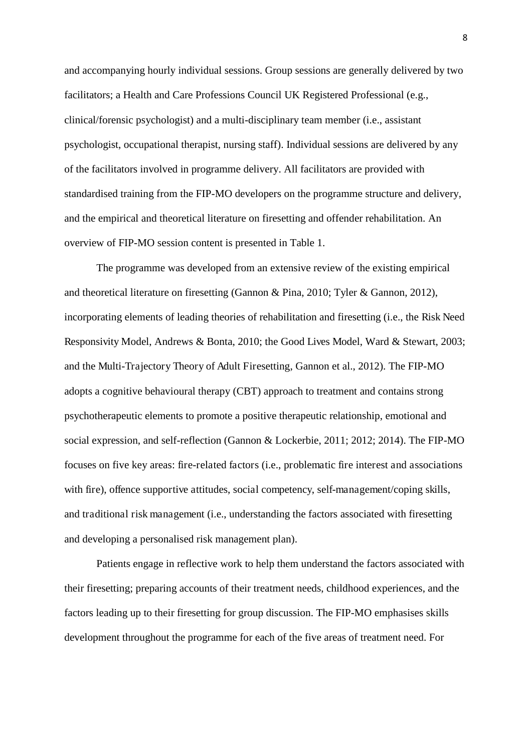and accompanying hourly individual sessions. Group sessions are generally delivered by two facilitators; a Health and Care Professions Council UK Registered Professional (e.g., clinical/forensic psychologist) and a multi-disciplinary team member (i.e., assistant psychologist, occupational therapist, nursing staff). Individual sessions are delivered by any of the facilitators involved in programme delivery. All facilitators are provided with standardised training from the FIP-MO developers on the programme structure and delivery, and the empirical and theoretical literature on firesetting and offender rehabilitation. An overview of FIP-MO session content is presented in Table 1.

The programme was developed from an extensive review of the existing empirical and theoretical literature on firesetting (Gannon & Pina, 2010; Tyler & Gannon, 2012), incorporating elements of leading theories of rehabilitation and firesetting (i.e., the Risk Need Responsivity Model, Andrews & Bonta, 2010; the Good Lives Model, Ward & Stewart, 2003; and the Multi-Trajectory Theory of Adult Firesetting, Gannon et al., 2012). The FIP-MO adopts a cognitive behavioural therapy (CBT) approach to treatment and contains strong psychotherapeutic elements to promote a positive therapeutic relationship, emotional and social expression, and self-reflection (Gannon & Lockerbie, 2011; 2012; 2014). The FIP-MO focuses on five key areas: fire-related factors (i.e., problematic fire interest and associations with fire), offence supportive attitudes, social competency, self-management/coping skills, and traditional risk management (i.e., understanding the factors associated with firesetting and developing a personalised risk management plan).

Patients engage in reflective work to help them understand the factors associated with their firesetting; preparing accounts of their treatment needs, childhood experiences, and the factors leading up to their firesetting for group discussion. The FIP-MO emphasises skills development throughout the programme for each of the five areas of treatment need. For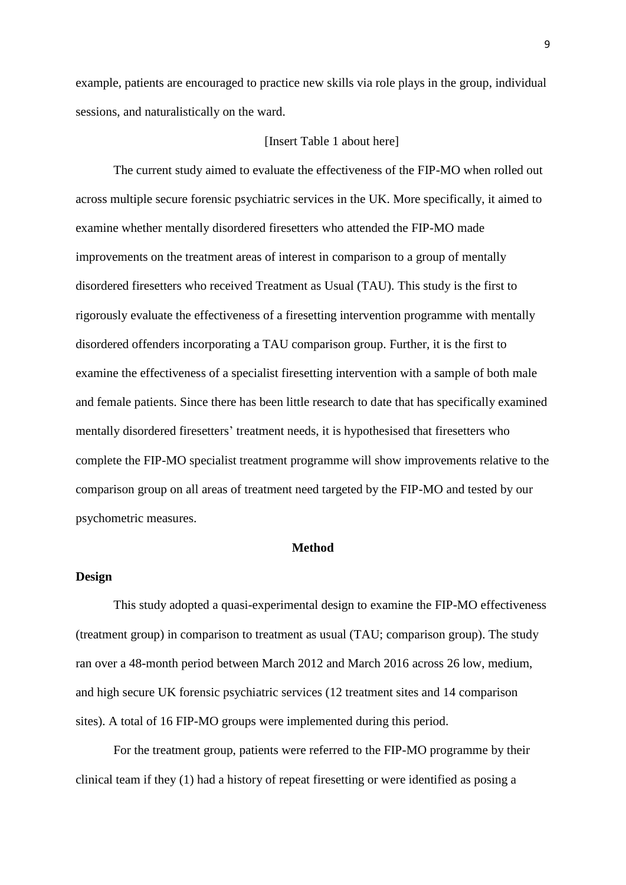example, patients are encouraged to practice new skills via role plays in the group, individual sessions, and naturalistically on the ward.

[Insert Table 1 about here]

The current study aimed to evaluate the effectiveness of the FIP-MO when rolled out across multiple secure forensic psychiatric services in the UK. More specifically, it aimed to examine whether mentally disordered firesetters who attended the FIP-MO made improvements on the treatment areas of interest in comparison to a group of mentally disordered firesetters who received Treatment as Usual (TAU). This study is the first to rigorously evaluate the effectiveness of a firesetting intervention programme with mentally disordered offenders incorporating a TAU comparison group. Further, it is the first to examine the effectiveness of a specialist firesetting intervention with a sample of both male and female patients. Since there has been little research to date that has specifically examined mentally disordered firesetters' treatment needs, it is hypothesised that firesetters who complete the FIP-MO specialist treatment programme will show improvements relative to the comparison group on all areas of treatment need targeted by the FIP-MO and tested by our psychometric measures.

## Method

### Design

This study adopted a quasi-experimental design to examine the FIP-MO effectiveness (treatment group) in comparison to treatment as usual (TAU; comparison group). The study ran over a 48-month period between March 2012 and March 2016 across 26 low, medium, and high secure UK forensic psychiatric services (12 treatment sites and 14 comparison sites). A total of 16 FIP-MO groups were implemented during this period.

For the treatment group, patients were referred to the FIP-MO programme by their clinical team if they (1) had a history of repeat firesetting or were identified as posing a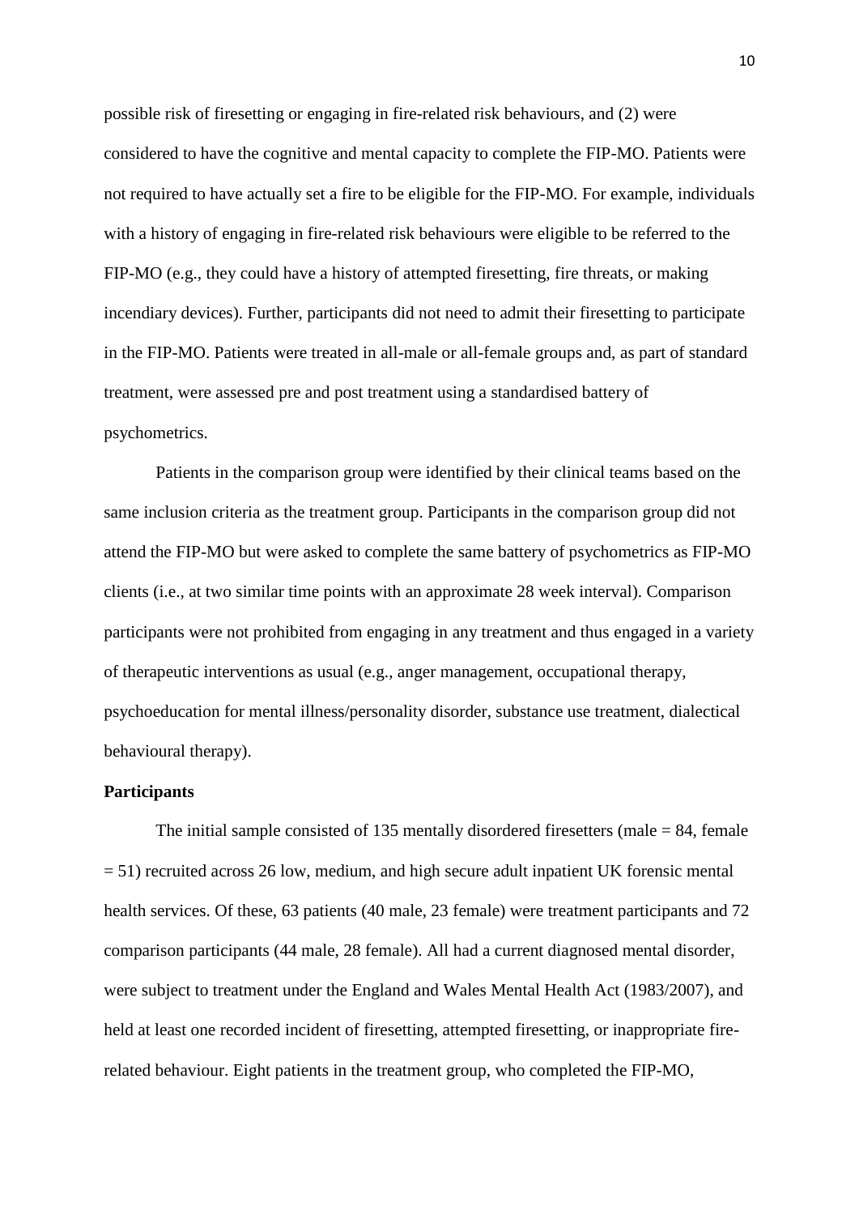possible risk of firesetting or engaging in fire-related risk behaviours, and (2) were considered to have the cognitive and mental capacity to complete the FIP-MO. Patients were not required to have actually set a fire to be eligible for the FIP-MO. For example, individuals with a history of engaging in fire-related risk behaviours were eligible to be referred to the FIP-MO (e.g., they could have a history of attempted firesetting, fire threats, or making incendiary devices). Further, participants did not need to admit their firesetting to participate in the FIP-MO. Patients were treated in all-male or all-female groups and, as part of standard treatment, were assessed pre and post treatment using a standardised battery of psychometrics.

Patients in the comparison group were identified by their clinical teams based on the same inclusion criteria as the treatment group. Participants in the comparison group did not attend the FIP-MO but were asked to complete the same battery of psychometrics as FIP-MO clients (i.e., at two similar time points with an approximate 28 week interval). Comparison participants were not prohibited from engaging in any treatment and thus engaged in a variety of therapeutic interventions as usual (e.g., anger management, occupational therapy, psychoeducation for mental illness/personality disorder, substance use treatment, dialectical behavioural therapy).

**Participants**

The initial sample consisted of 135 mentally disordered firesetters (male = 84, female = 51) recruited across 26 low, medium, and high secure adult inpatient UK forensic mental health services. Of these, 63 patients (40 male, 23 female) were treatment participants and 72 comparison participants (44 male, 28 female). All had a current diagnosed mental disorder, were subject to treatment under the England and Wales Mental Health Act (1983/2007), and held at least one recorded incident of firesetting, attempted firesetting, or inappropriate fire-related behaviour. Eight patients in the treatment group, who completed the FIP-MO,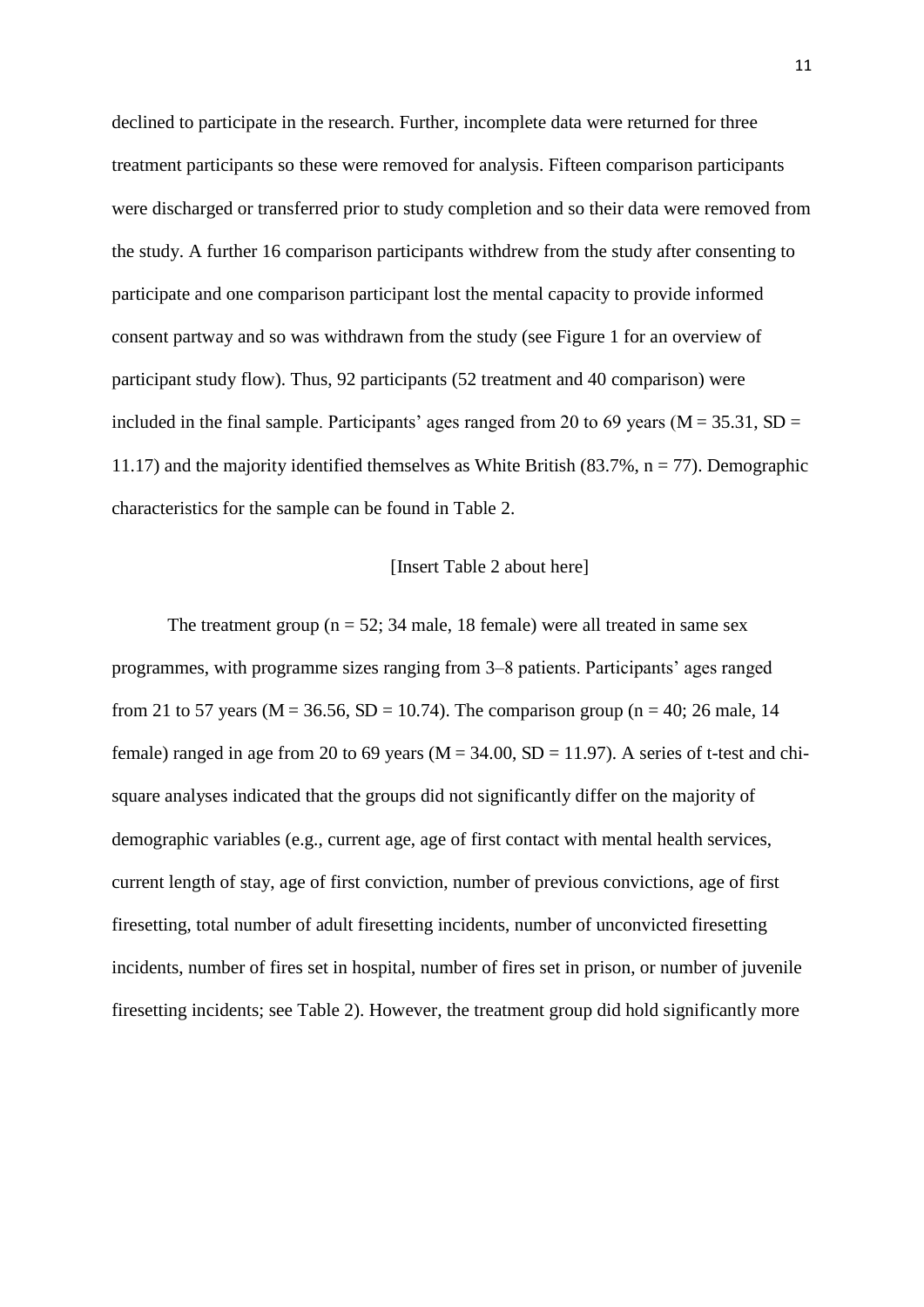declined to participate in the research. Further, incomplete data were returned for three treatment participants so these were removed for analysis. Fifteen comparison participants were discharged or transferred prior to study completion and so their data were removed from the study. A further 16 comparison participants withdrew from the study after consenting to participate and one comparison participant lost the mental capacity to provide informed consent partway and so was withdrawn from the study (see Figure 1 for an overview of participant study flow). Thus, 92 participants (52 treatment and 40 comparison) were included in the final sample. Participants' ages ranged from 20 to 69 years ($M = 35.31$, $SD = 11.17$) and the majority identified themselves as White British (83.7%, $n = 77$). Demographic characteristics for the sample can be found in Table 2.

[Insert Table 2 about here]

The treatment group ($n = 52$; 34 male, 18 female) were all treated in same sex programmes, with programme sizes ranging from 3–8 patients. Participants' ages ranged from 21 to 57 years ($M = 36.56$, $SD = 10.74$). The comparison group ($n = 40$; 26 male, 14 female) ranged in age from 20 to 69 years ($M = 34.00$, $SD = 11.97$). A series of t-test and chi-square analyses indicated that the groups did not significantly differ on the majority of demographic variables (e.g., current age, age of first contact with mental health services, current length of stay, age of first conviction, number of previous convictions, age of first firesetting, total number of adult firesetting incidents, number of unconvicted firesetting incidents, number of fires set in hospital, number of fires set in prison, or number of juvenile firesetting incidents; see Table 2). However, the treatment group did hold significantly more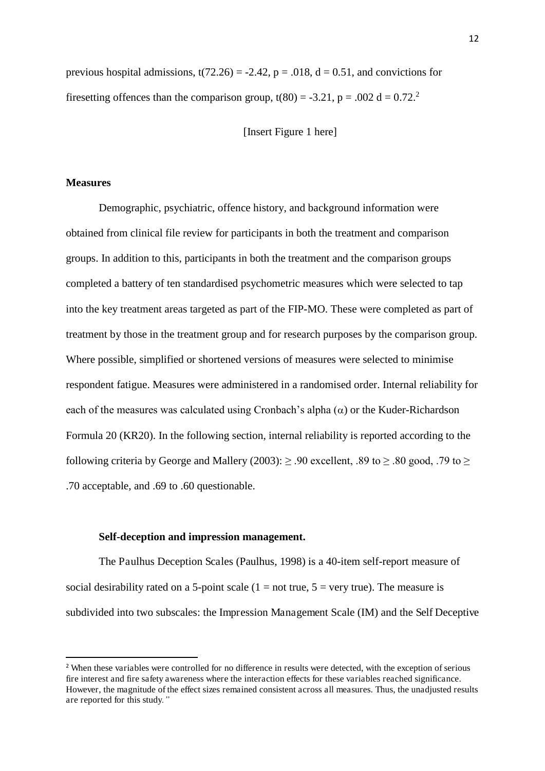previous hospital admissions, $t(72.26) = -2.42$, $p = .018$, $d = 0.51$, and convictions for firesetting offences than the comparison group, $t(80) = -3.21$, $p = .002$ $d = 0.72$.[2]

[Insert Figure 1 here]

## Measures

Demographic, psychiatric, offence history, and background information were obtained from clinical file review for participants in both the treatment and comparison groups. In addition to this, participants in both the treatment and the comparison groups completed a battery of ten standardised psychometric measures which were selected to tap into the key treatment areas targeted as part of the FIP-MO. These were completed as part of treatment by those in the treatment group and for research purposes by the comparison group. Where possible, simplified or shortened versions of measures were selected to minimise respondent fatigue. Measures were administered in a randomised order. Internal reliability for each of the measures was calculated using Cronbach's alpha ($\alpha$) or the Kuder-Richardson Formula 20 (KR20). In the following section, internal reliability is reported according to the following criteria by George and Mallery (2003): $\geq .90$ excellent, .89 to $\geq .80$ good, .79 to $\geq$ .70 acceptable, and .69 to .60 questionable.

### Self-deception and impression management.

The Paulhus Deception Scales (Paulhus, 1998) is a 40-item self-report measure of social desirability rated on a 5-point scale (1 = not true, 5 = very true). The measure is subdivided into two subscales: the Impression Management Scale (IM) and the Self Deceptive

[2] When these variables were controlled for no difference in results were detected, with the exception of serious fire interest and fire safety awareness where the interaction effects for these variables reached significance. However, the magnitude of the effect sizes remained consistent across all measures. Thus, the unadjusted results are reported for this study."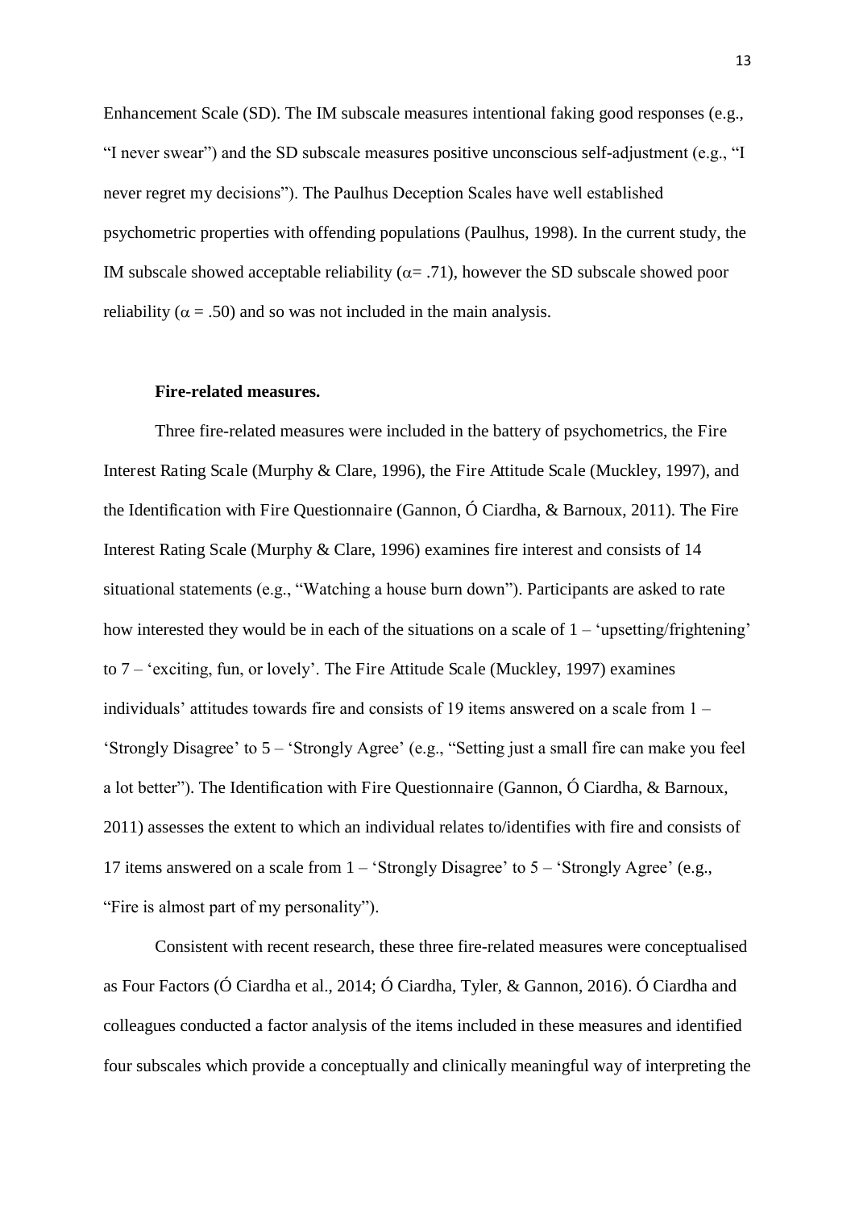Enhancement Scale (SD). The IM subscale measures intentional faking good responses (e.g., "I never swear") and the SD subscale measures positive unconscious self-adjustment (e.g., "I never regret my decisions"). The Paulhus Deception Scales have well established psychometric properties with offending populations (Paulhus, 1998). In the current study, the IM subscale showed acceptable reliability ($\alpha = .71$), however the SD subscale showed poor reliability ($\alpha = .50$) and so was not included in the main analysis.

**Fire-related measures.**

Three fire-related measures were included in the battery of psychometrics, the Fire Interest Rating Scale (Murphy & Clare, 1996), the Fire Attitude Scale (Muckley, 1997), and the Identification with Fire Questionnaire (Gannon, Ó Ciardha, & Barnoux, 2011). The Fire Interest Rating Scale (Murphy & Clare, 1996) examines fire interest and consists of 14 situational statements (e.g., "Watching a house burn down"). Participants are asked to rate how interested they would be in each of the situations on a scale of 1 – 'upsetting/frightening' to 7 – 'exciting, fun, or lovely'. The Fire Attitude Scale (Muckley, 1997) examines individuals' attitudes towards fire and consists of 19 items answered on a scale from 1 – 'Strongly Disagree' to 5 – 'Strongly Agree' (e.g., "Setting just a small fire can make you feel a lot better"). The Identification with Fire Questionnaire (Gannon, Ó Ciardha, & Barnoux, 2011) assesses the extent to which an individual relates to/identifies with fire and consists of 17 items answered on a scale from 1 – 'Strongly Disagree' to 5 – 'Strongly Agree' (e.g., "Fire is almost part of my personality").

Consistent with recent research, these three fire-related measures were conceptualised as Four Factors (Ó Ciardha et al., 2014; Ó Ciardha, Tyler, & Gannon, 2016). Ó Ciardha and colleagues conducted a factor analysis of the items included in these measures and identified four subscales which provide a conceptually and clinically meaningful way of interpreting the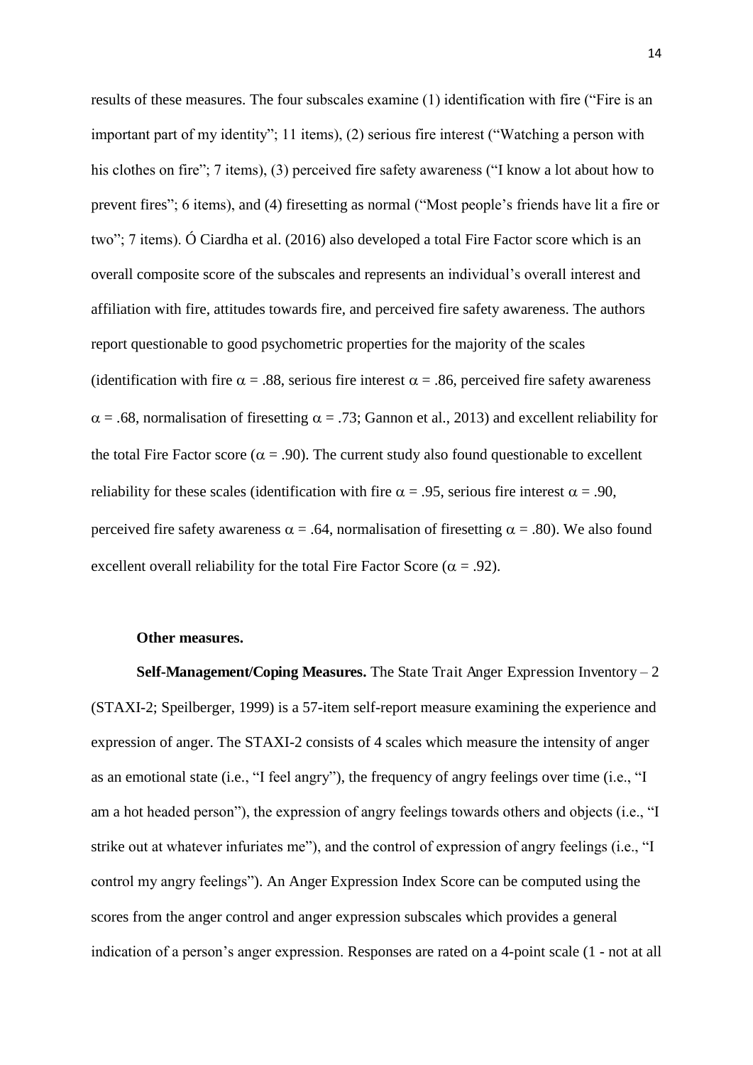results of these measures. The four subscales examine (1) identification with fire ("Fire is an important part of my identity"; 11 items), (2) serious fire interest ("Watching a person with his clothes on fire"; 7 items), (3) perceived fire safety awareness ("I know a lot about how to prevent fires"; 6 items), and (4) firesetting as normal ("Most people's friends have lit a fire or two"; 7 items). Ó Ciardha et al. (2016) also developed a total Fire Factor score which is an overall composite score of the subscales and represents an individual's overall interest and affiliation with fire, attitudes towards fire, and perceived fire safety awareness. The authors report questionable to good psychometric properties for the majority of the scales (identification with fire $\alpha = .88$, serious fire interest $\alpha = .86$, perceived fire safety awareness $\alpha = .68$, normalisation of firesetting $\alpha = .73$; Gannon et al., 2013) and excellent reliability for the total Fire Factor score ($\alpha = .90$). The current study also found questionable to excellent reliability for these scales (identification with fire $\alpha = .95$, serious fire interest $\alpha = .90$, perceived fire safety awareness $\alpha = .64$, normalisation of firesetting $\alpha = .80$). We also found excellent overall reliability for the total Fire Factor Score ($\alpha = .92$).

**Other measures.**

**Self-Management/Coping Measures.** The State Trait Anger Expression Inventory – 2 (STAXI-2; Speilberger, 1999) is a 57-item self-report measure examining the experience and expression of anger. The STAXI-2 consists of 4 scales which measure the intensity of anger as an emotional state (i.e., "I feel angry"), the frequency of angry feelings over time (i.e., "I am a hot headed person"), the expression of angry feelings towards others and objects (i.e., "I strike out at whatever infuriates me"), and the control of expression of angry feelings (i.e., "I control my angry feelings"). An Anger Expression Index Score can be computed using the scores from the anger control and anger expression subscales which provides a general indication of a person's anger expression. Responses are rated on a 4-point scale (1 - not at all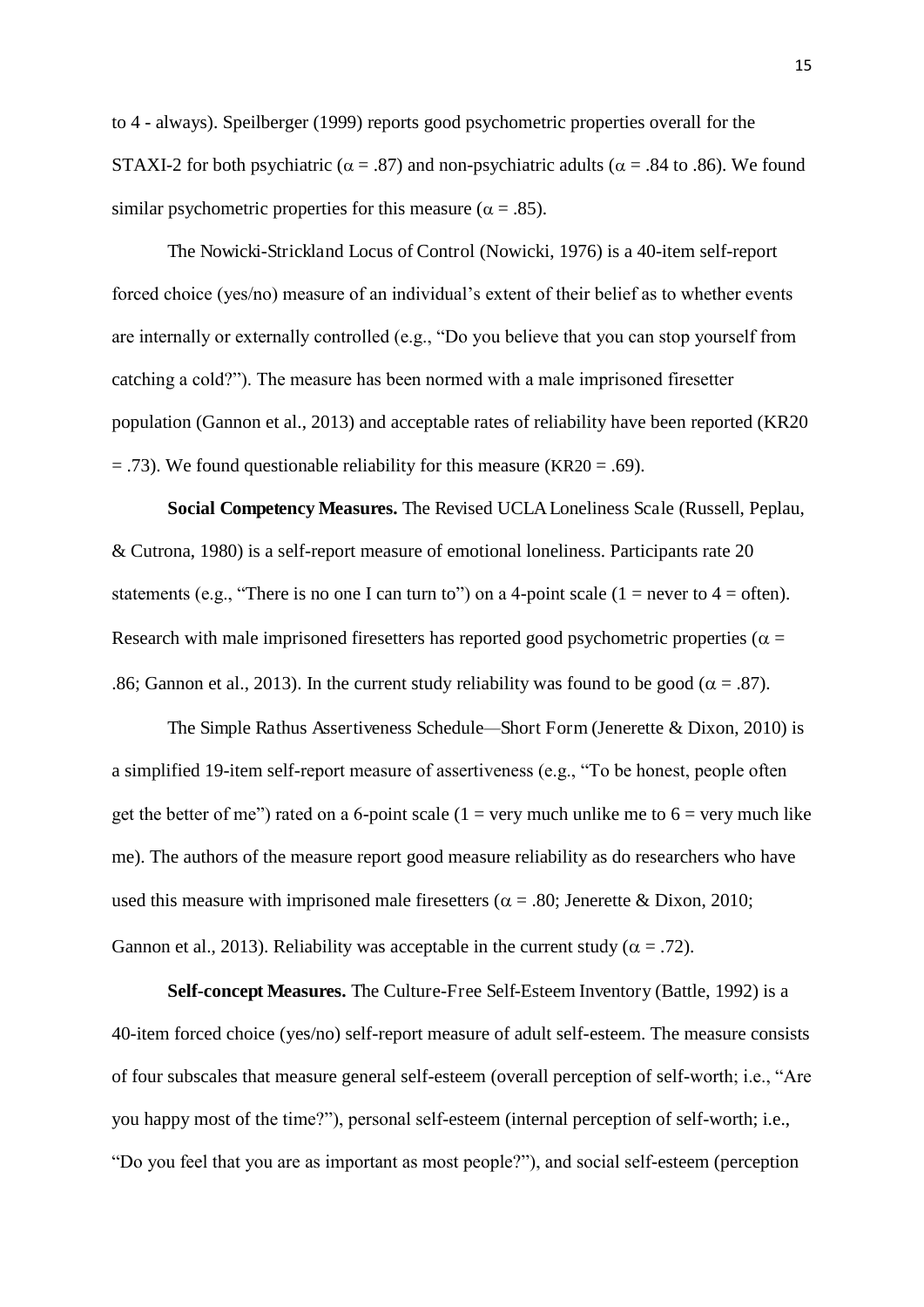to 4 - always). Speilberger (1999) reports good psychometric properties overall for the STAXI-2 for both psychiatric ($\alpha$ = .87) and non-psychiatric adults ($\alpha$ = .84 to .86). We found similar psychometric properties for this measure ($\alpha$ = .85).

The Nowicki-Strickland Locus of Control (Nowicki, 1976) is a 40-item self-report forced choice (yes/no) measure of an individual's extent of their belief as to whether events are internally or externally controlled (e.g., "Do you believe that you can stop yourself from catching a cold?"). The measure has been normed with a male imprisoned firesetter population (Gannon et al., 2013) and acceptable rates of reliability have been reported (KR20 = .73). We found questionable reliability for this measure (KR20 = .69).

**Social Competency Measures.** The Revised UCLA Loneliness Scale (Russell, Peplau, & Cutrona, 1980) is a self-report measure of emotional loneliness. Participants rate 20 statements (e.g., "There is no one I can turn to") on a 4-point scale (1 = never to 4 = often). Research with male imprisoned firesetters has reported good psychometric properties ($\alpha$ = .86; Gannon et al., 2013). In the current study reliability was found to be good ($\alpha$ = .87).

The Simple Rathus Assertiveness Schedule—Short Form (Jenerette & Dixon, 2010) is a simplified 19-item self-report measure of assertiveness (e.g., "To be honest, people often get the better of me") rated on a 6-point scale (1 = very much unlike me to 6 = very much like me). The authors of the measure report good measure reliability as do researchers who have used this measure with imprisoned male firesetters ($\alpha$ = .80; Jenerette & Dixon, 2010; Gannon et al., 2013). Reliability was acceptable in the current study ($\alpha$ = .72).

**Self-concept Measures.** The Culture-Free Self-Esteem Inventory (Battle, 1992) is a 40-item forced choice (yes/no) self-report measure of adult self-esteem. The measure consists of four subscales that measure general self-esteem (overall perception of self-worth; i.e., "Are you happy most of the time?"), personal self-esteem (internal perception of self-worth; i.e., "Do you feel that you are as important as most people?"), and social self-esteem (perception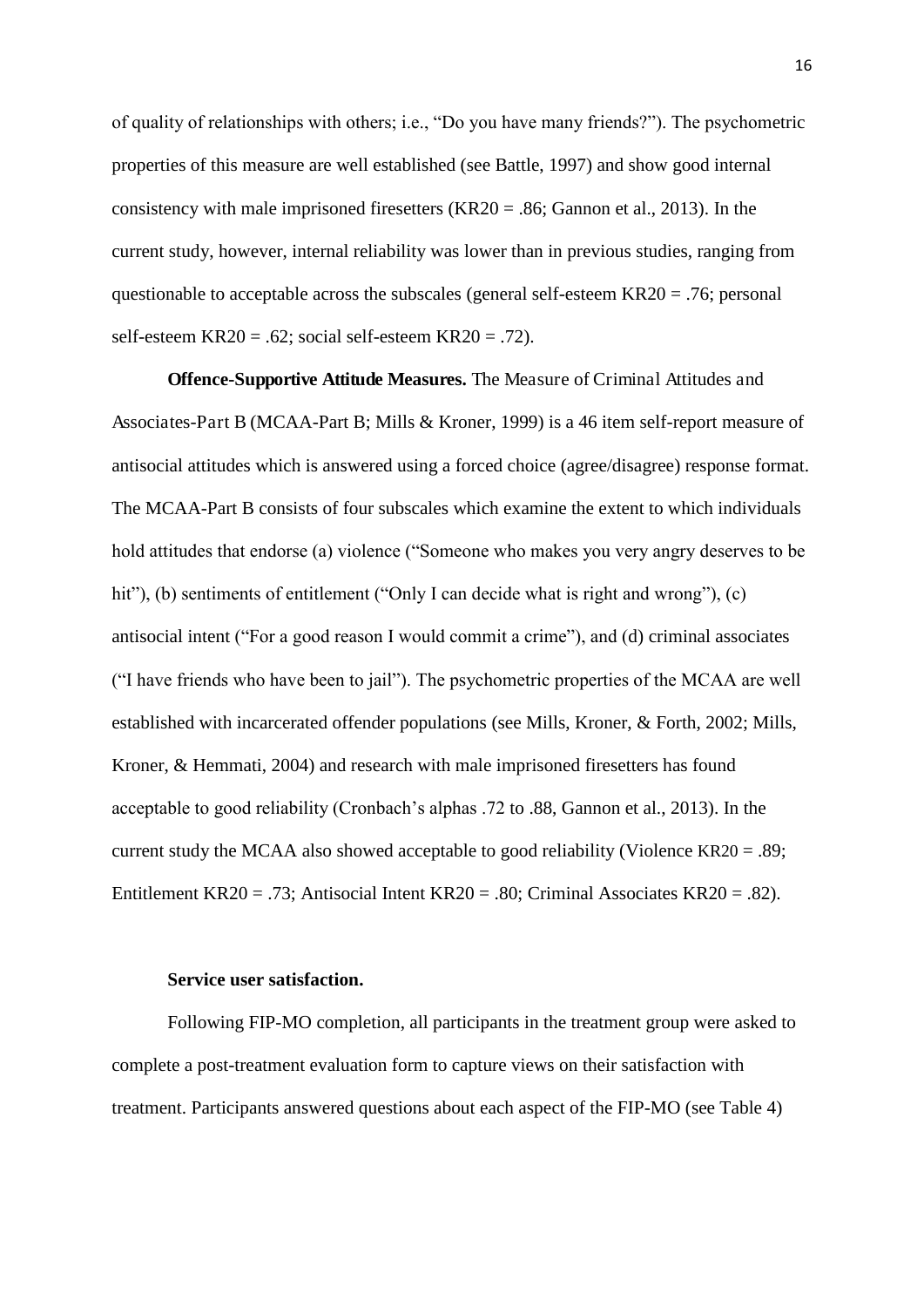of quality of relationships with others; i.e., “Do you have many friends?”). The psychometric properties of this measure are well established (see Battle, 1997) and show good internal consistency with male imprisoned firesetters (KR20 = .86; Gannon et al., 2013). In the current study, however, internal reliability was lower than in previous studies, ranging from questionable to acceptable across the subscales (general self-esteem KR20 = .76; personal self-esteem KR20 = .62; social self-esteem KR20 = .72).

**Offence-Supportive Attitude Measures.** The Measure of Criminal Attitudes and Associates-Part B (MCAA-Part B; Mills & Kroner, 1999) is a 46 item self-report measure of antisocial attitudes which is answered using a forced choice (agree/disagree) response format. The MCAA-Part B consists of four subscales which examine the extent to which individuals hold attitudes that endorse (a) violence (“Someone who makes you very angry deserves to be hit”), (b) sentiments of entitlement (“Only I can decide what is right and wrong”), (c) antisocial intent (“For a good reason I would commit a crime”), and (d) criminal associates (“I have friends who have been to jail”). The psychometric properties of the MCAA are well established with incarcerated offender populations (see Mills, Kroner, & Forth, 2002; Mills, Kroner, & Hemmati, 2004) and research with male imprisoned firesetters has found acceptable to good reliability (Cronbach’s alphas .72 to .88, Gannon et al., 2013). In the current study the MCAA also showed acceptable to good reliability (Violence KR20 = .89; Entitlement KR20 = .73; Antisocial Intent KR20 = .80; Criminal Associates KR20 = .82).

**Service user satisfaction.**

Following FIP-MO completion, all participants in the treatment group were asked to complete a post-treatment evaluation form to capture views on their satisfaction with treatment. Participants answered questions about each aspect of the FIP-MO (see Table 4)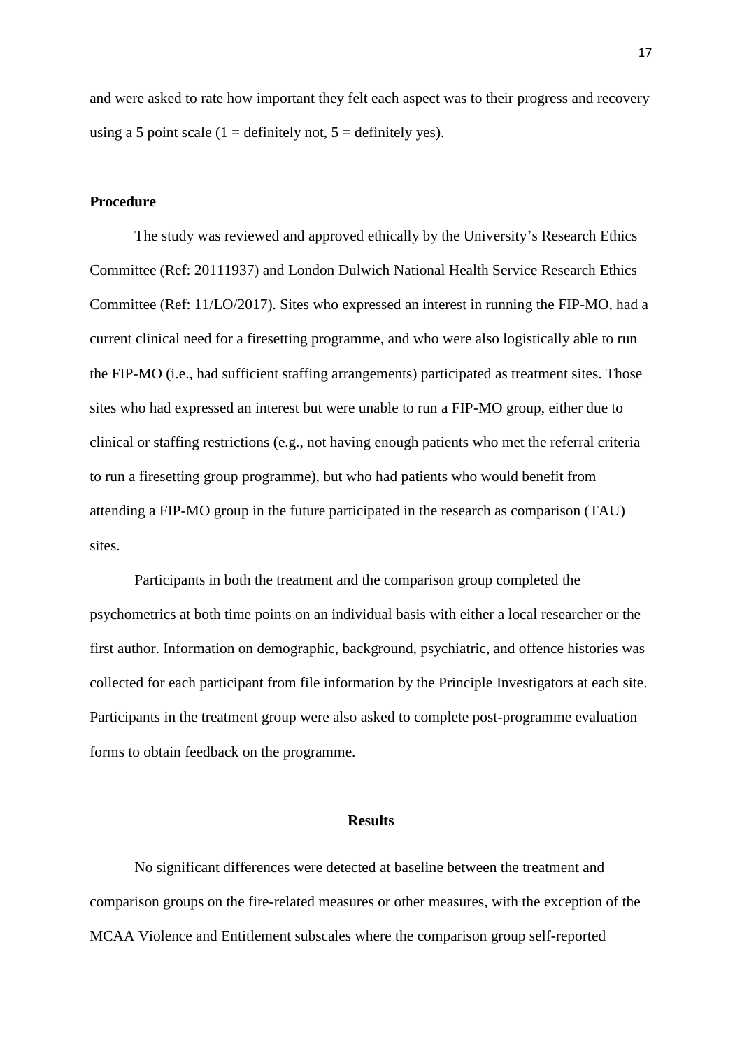and were asked to rate how important they felt each aspect was to their progress and recovery using a 5 point scale (1 = definitely not, 5 = definitely yes).

**Procedure**

The study was reviewed and approved ethically by the University's Research Ethics Committee (Ref: 20111937) and London Dulwich National Health Service Research Ethics Committee (Ref: 11/LO/2017). Sites who expressed an interest in running the FIP-MO, had a current clinical need for a firesetting programme, and who were also logistically able to run the FIP-MO (i.e., had sufficient staffing arrangements) participated as treatment sites. Those sites who had expressed an interest but were unable to run a FIP-MO group, either due to clinical or staffing restrictions (e.g., not having enough patients who met the referral criteria to run a firesetting group programme), but who had patients who would benefit from attending a FIP-MO group in the future participated in the research as comparison (TAU) sites.

Participants in both the treatment and the comparison group completed the psychometrics at both time points on an individual basis with either a local researcher or the first author. Information on demographic, background, psychiatric, and offence histories was collected for each participant from file information by the Principle Investigators at each site. Participants in the treatment group were also asked to complete post-programme evaluation forms to obtain feedback on the programme.

## Results

No significant differences were detected at baseline between the treatment and comparison groups on the fire-related measures or other measures, with the exception of the MCAA Violence and Entitlement subscales where the comparison group self-reported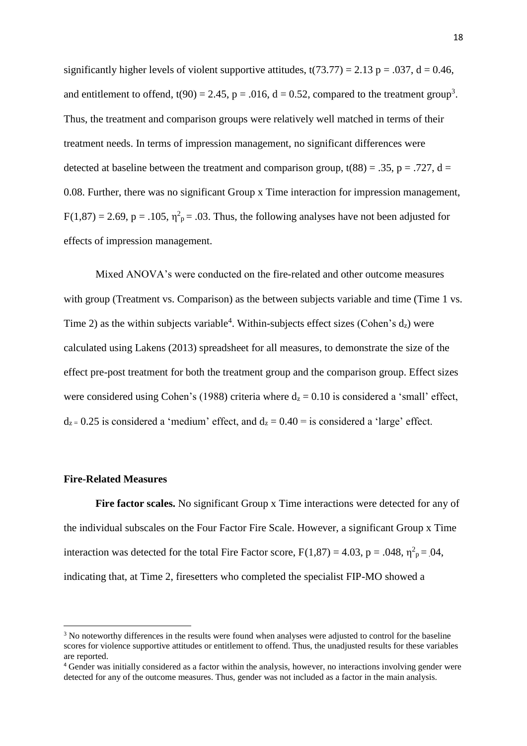significantly higher levels of violent supportive attitudes, $t(73.77) = 2.13$ $p = .037$, $d = 0.46$, and entitlement to offend, $t(90) = 2.45$, $p = .016$, $d = 0.52$, compared to the treatment group[3]. Thus, the treatment and comparison groups were relatively well matched in terms of their treatment needs. In terms of impression management, no significant differences were detected at baseline between the treatment and comparison group, $t(88) = .35$, $p = .727$, $d = 0.08$. Further, there was no significant Group x Time interaction for impression management, $F(1,87) = 2.69$, $p = .105$, $\eta^2_p = .03$. Thus, the following analyses have not been adjusted for effects of impression management.

Mixed ANOVA's were conducted on the fire-related and other outcome measures with group (Treatment vs. Comparison) as the between subjects variable and time (Time 1 vs. Time 2) as the within subjects variable[4]. Within-subjects effect sizes (Cohen's $d_z$) were calculated using Lakens (2013) spreadsheet for all measures, to demonstrate the size of the effect pre-post treatment for both the treatment group and the comparison group. Effect sizes were considered using Cohen's (1988) criteria where $d_z = 0.10$ is considered a 'small' effect, $d_z = 0.25$ is considered a 'medium' effect, and $d_z = 0.40$ = is considered a 'large' effect.

### Fire-Related Measures

**Fire factor scales.** No significant Group x Time interactions were detected for any of the individual subscales on the Four Factor Fire Scale. However, a significant Group x Time interaction was detected for the total Fire Factor score, $F(1,87) = 4.03$, $p = .048$, $\eta^2_p = .04$, indicating that, at Time 2, firesetters who completed the specialist FIP-MO showed a

---

[3] No noteworthy differences in the results were found when analyses were adjusted to control for the baseline scores for violence supportive attitudes or entitlement to offend. Thus, the unadjusted results for these variables are reported.

[4] Gender was initially considered as a factor within the analysis, however, no interactions involving gender were detected for any of the outcome measures. Thus, gender was not included as a factor in the main analysis.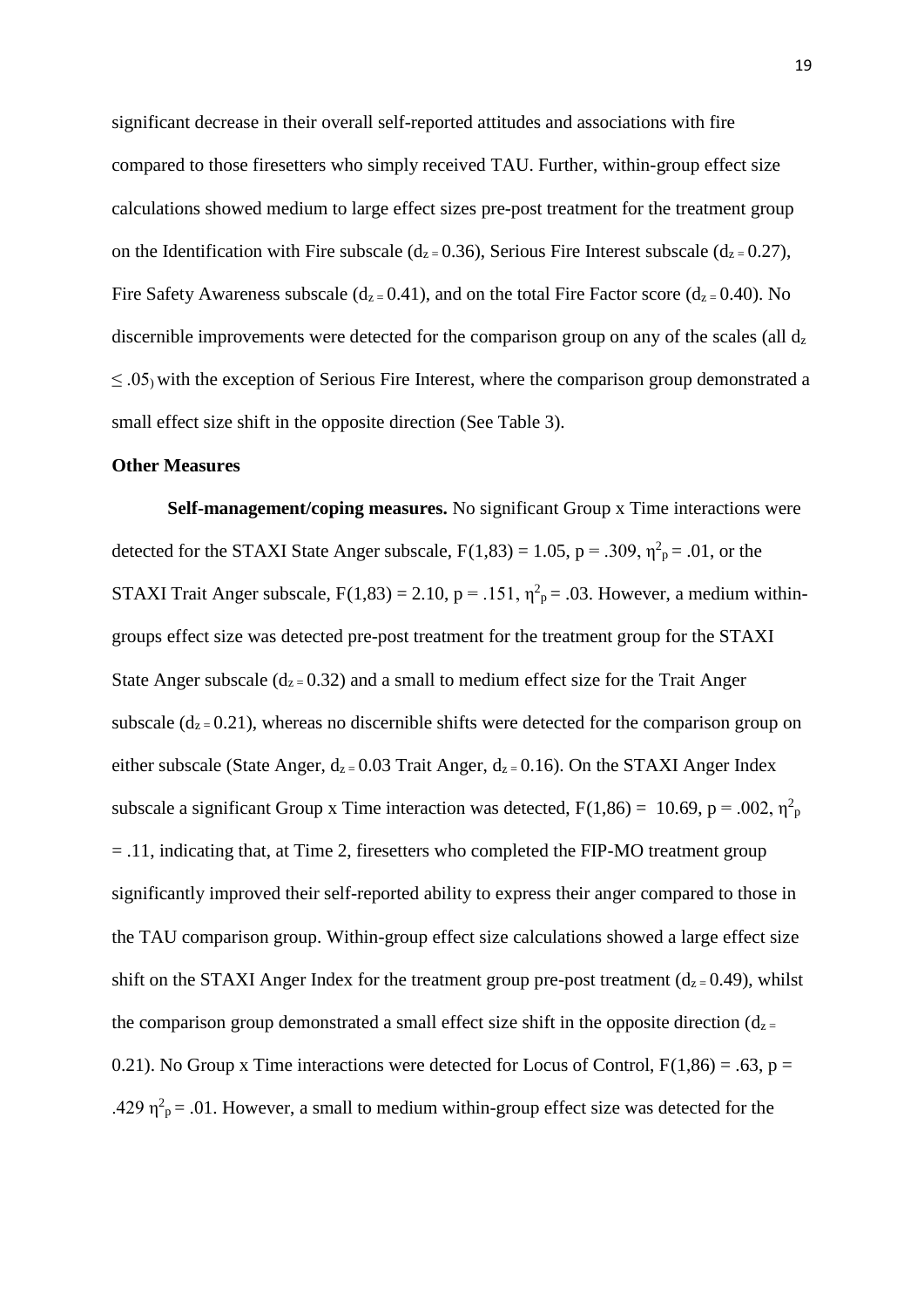significant decrease in their overall self-reported attitudes and associations with fire compared to those firesetters who simply received TAU. Further, within-group effect size calculations showed medium to large effect sizes pre-post treatment for the treatment group on the Identification with Fire subscale ($d_z = 0.36$), Serious Fire Interest subscale ($d_z = 0.27$), Fire Safety Awareness subscale ($d_z = 0.41$), and on the total Fire Factor score ($d_z = 0.40$). No discernible improvements were detected for the comparison group on any of the scales (all $d_z \leq .05$) with the exception of Serious Fire Interest, where the comparison group demonstrated a small effect size shift in the opposite direction (See Table 3).

**Other Measures**

**Self-management/coping measures.** No significant Group x Time interactions were detected for the STAXI State Anger subscale, $F(1,83) = 1.05$, $p = .309$, $\eta^2_p = .01$, or the STAXI Trait Anger subscale, $F(1,83) = 2.10$, $p = .151$, $\eta^2_p = .03$. However, a medium within-groups effect size was detected pre-post treatment for the treatment group for the STAXI State Anger subscale ($d_z = 0.32$) and a small to medium effect size for the Trait Anger subscale ($d_z = 0.21$), whereas no discernible shifts were detected for the comparison group on either subscale (State Anger, $d_z = 0.03$ Trait Anger, $d_z = 0.16$). On the STAXI Anger Index subscale a significant Group x Time interaction was detected, $F(1,86) = 10.69$, $p = .002$, $\eta^2_p = .11$, indicating that, at Time 2, firesetters who completed the FIP-MO treatment group significantly improved their self-reported ability to express their anger compared to those in the TAU comparison group. Within-group effect size calculations showed a large effect size shift on the STAXI Anger Index for the treatment group pre-post treatment ($d_z = 0.49$), whilst the comparison group demonstrated a small effect size shift in the opposite direction ($d_z = 0.21$). No Group x Time interactions were detected for Locus of Control, $F(1,86) = .63$, $p = .429$ $\eta^2_p = .01$. However, a small to medium within-group effect size was detected for the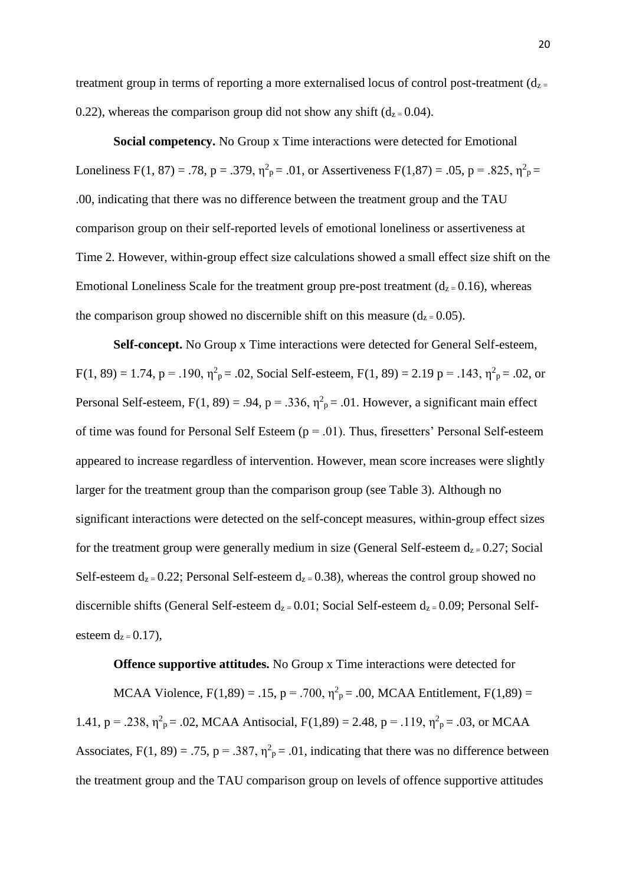treatment group in terms of reporting a more externalised locus of control post-treatment ($d_z = 0.22$), whereas the comparison group did not show any shift ($d_z = 0.04$).

**Social competency.** No Group x Time interactions were detected for Emotional Loneliness $F(1, 87) = .78$, $p = .379$, $\eta^2_p = .01$, or Assertiveness $F(1,87) = .05$, $p = .825$, $\eta^2_p = .00$, indicating that there was no difference between the treatment group and the TAU comparison group on their self-reported levels of emotional loneliness or assertiveness at Time 2. However, within-group effect size calculations showed a small effect size shift on the Emotional Loneliness Scale for the treatment group pre-post treatment ($d_z = 0.16$), whereas the comparison group showed no discernible shift on this measure ($d_z = 0.05$).

**Self-concept.** No Group x Time interactions were detected for General Self-esteem, $F(1, 89) = 1.74$, $p = .190$, $\eta^2_p = .02$, Social Self-esteem, $F(1, 89) = 2.19$ $p = .143$, $\eta^2_p = .02$, or Personal Self-esteem, $F(1, 89) = .94$, $p = .336$, $\eta^2_p = .01$. However, a significant main effect of time was found for Personal Self Esteem ($p = .01$). Thus, firesetters' Personal Self-esteem appeared to increase regardless of intervention. However, mean score increases were slightly larger for the treatment group than the comparison group (see Table 3). Although no significant interactions were detected on the self-concept measures, within-group effect sizes for the treatment group were generally medium in size (General Self-esteem $d_z = 0.27$; Social Self-esteem $d_z = 0.22$; Personal Self-esteem $d_z = 0.38$), whereas the control group showed no discernible shifts (General Self-esteem $d_z = 0.01$; Social Self-esteem $d_z = 0.09$; Personal Self-esteem $d_z = 0.17$),

**Offence supportive attitudes.** No Group x Time interactions were detected for

MCAA Violence, $F(1,89) = .15$, $p = .700$, $\eta^2_p = .00$, MCAA Entitlement, $F(1,89) = 1.41$, $p = .238$, $\eta^2_p = .02$, MCAA Antisocial, $F(1,89) = 2.48$, $p = .119$, $\eta^2_p = .03$, or MCAA Associates, $F(1, 89) = .75$, $p = .387$, $\eta^2_p = .01$, indicating that there was no difference between the treatment group and the TAU comparison group on levels of offence supportive attitudes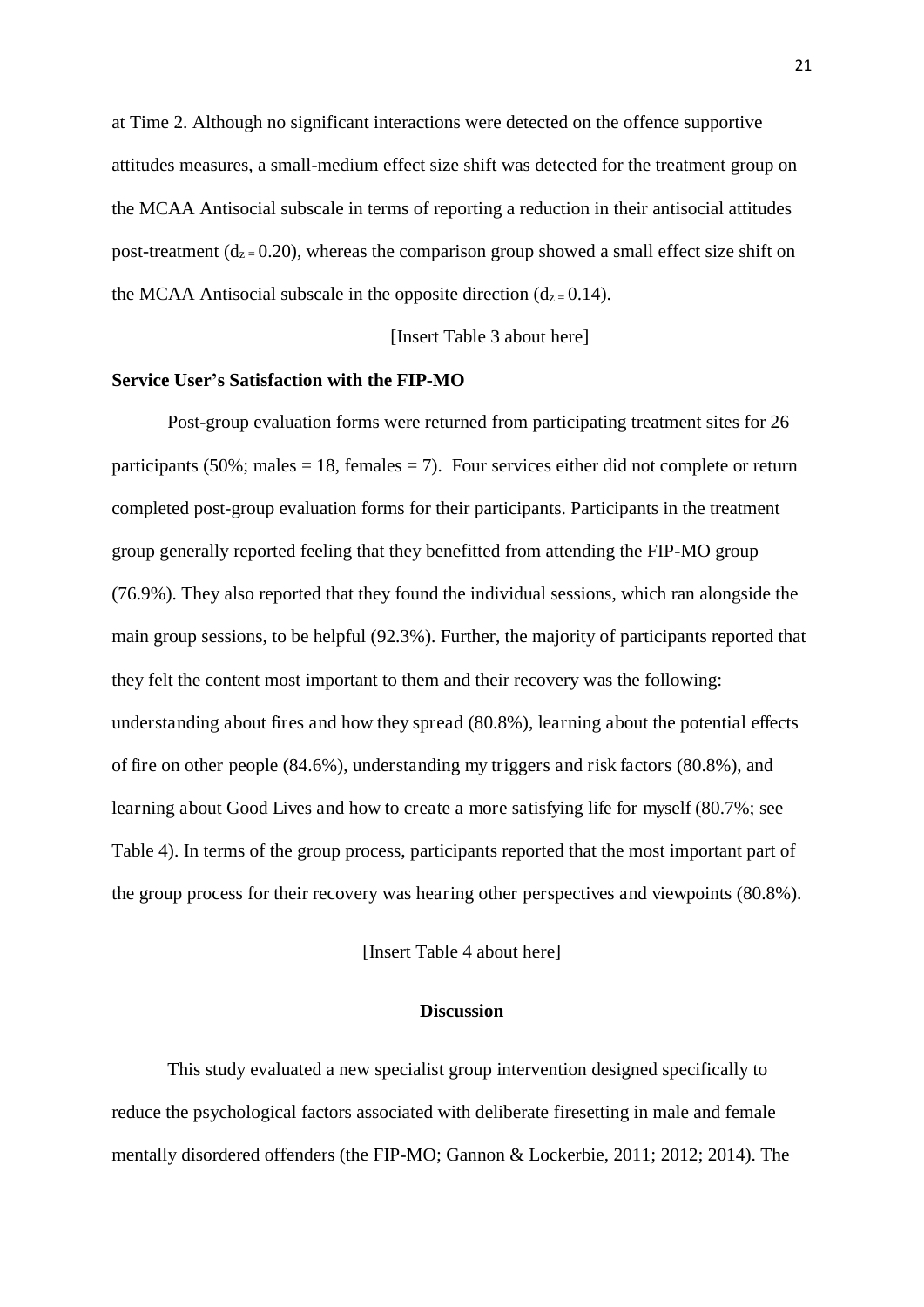at Time 2. Although no significant interactions were detected on the offence supportive attitudes measures, a small-medium effect size shift was detected for the treatment group on the MCAA Antisocial subscale in terms of reporting a reduction in their antisocial attitudes post-treatment ($d_z = 0.20$), whereas the comparison group showed a small effect size shift on the MCAA Antisocial subscale in the opposite direction ($d_z = 0.14$).

[Insert Table 3 about here]

**Service User's Satisfaction with the FIP-MO**

Post-group evaluation forms were returned from participating treatment sites for 26 participants (50%; males = 18, females = 7). Four services either did not complete or return completed post-group evaluation forms for their participants. Participants in the treatment group generally reported feeling that they benefitted from attending the FIP-MO group (76.9%). They also reported that they found the individual sessions, which ran alongside the main group sessions, to be helpful (92.3%). Further, the majority of participants reported that they felt the content most important to them and their recovery was the following: understanding about fires and how they spread (80.8%), learning about the potential effects of fire on other people (84.6%), understanding my triggers and risk factors (80.8%), and learning about Good Lives and how to create a more satisfying life for myself (80.7%; see Table 4). In terms of the group process, participants reported that the most important part of the group process for their recovery was hearing other perspectives and viewpoints (80.8%).

[Insert Table 4 about here]

## Discussion

This study evaluated a new specialist group intervention designed specifically to reduce the psychological factors associated with deliberate firesetting in male and female mentally disordered offenders (the FIP-MO; Gannon & Lockerbie, 2011; 2012; 2014). The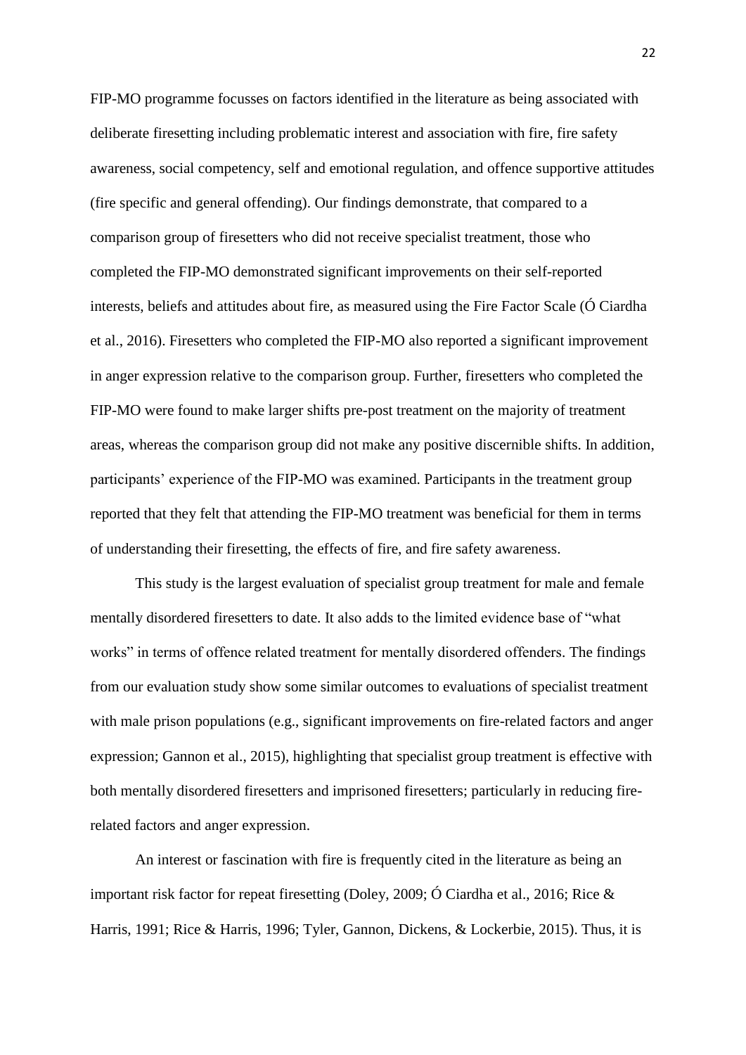FIP-MO programme focusses on factors identified in the literature as being associated with deliberate firesetting including problematic interest and association with fire, fire safety awareness, social competency, self and emotional regulation, and offence supportive attitudes (fire specific and general offending). Our findings demonstrate, that compared to a comparison group of firesetters who did not receive specialist treatment, those who completed the FIP-MO demonstrated significant improvements on their self-reported interests, beliefs and attitudes about fire, as measured using the Fire Factor Scale (Ó Ciardha et al., 2016). Firesetters who completed the FIP-MO also reported a significant improvement in anger expression relative to the comparison group. Further, firesetters who completed the FIP-MO were found to make larger shifts pre-post treatment on the majority of treatment areas, whereas the comparison group did not make any positive discernible shifts. In addition, participants' experience of the FIP-MO was examined. Participants in the treatment group reported that they felt that attending the FIP-MO treatment was beneficial for them in terms of understanding their firesetting, the effects of fire, and fire safety awareness.

This study is the largest evaluation of specialist group treatment for male and female mentally disordered firesetters to date. It also adds to the limited evidence base of "what works" in terms of offence related treatment for mentally disordered offenders. The findings from our evaluation study show some similar outcomes to evaluations of specialist treatment with male prison populations (e.g., significant improvements on fire-related factors and anger expression; Gannon et al., 2015), highlighting that specialist group treatment is effective with both mentally disordered firesetters and imprisoned firesetters; particularly in reducing fire-related factors and anger expression.

An interest or fascination with fire is frequently cited in the literature as being an important risk factor for repeat firesetting (Doley, 2009; Ó Ciardha et al., 2016; Rice & Harris, 1991; Rice & Harris, 1996; Tyler, Gannon, Dickens, & Lockerbie, 2015). Thus, it is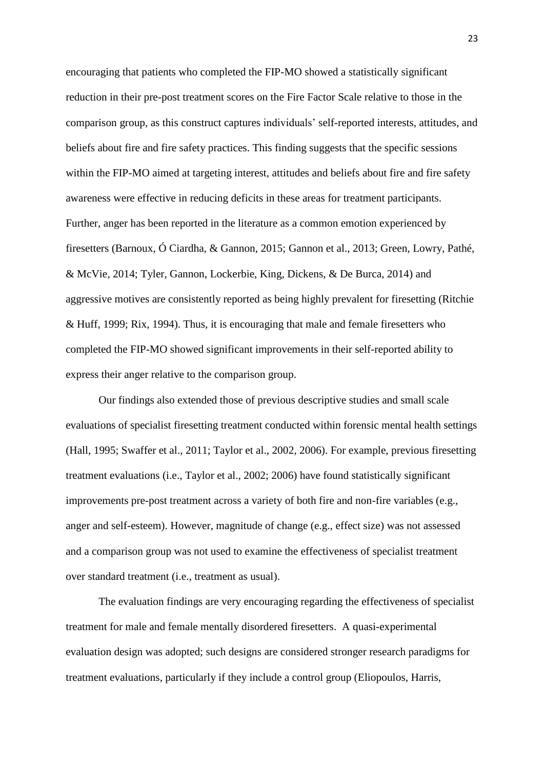encouraging that patients who completed the FIP-MO showed a statistically significant reduction in their pre-post treatment scores on the Fire Factor Scale relative to those in the comparison group, as this construct captures individuals' self-reported interests, attitudes, and beliefs about fire and fire safety practices. This finding suggests that the specific sessions within the FIP-MO aimed at targeting interest, attitudes and beliefs about fire and fire safety awareness were effective in reducing deficits in these areas for treatment participants. Further, anger has been reported in the literature as a common emotion experienced by firesetters (Barnoux, Ó Ciardha, & Gannon, 2015; Gannon et al., 2013; Green, Lowry, Pathé, & McVie, 2014; Tyler, Gannon, Lockerbie, King, Dickens, & De Burca, 2014) and aggressive motives are consistently reported as being highly prevalent for firesetting (Ritchie & Huff, 1999; Rix, 1994). Thus, it is encouraging that male and female firesetters who completed the FIP-MO showed significant improvements in their self-reported ability to express their anger relative to the comparison group.

Our findings also extended those of previous descriptive studies and small scale evaluations of specialist firesetting treatment conducted within forensic mental health settings (Hall, 1995; Swaffer et al., 2011; Taylor et al., 2002, 2006). For example, previous firesetting treatment evaluations (i.e., Taylor et al., 2002; 2006) have found statistically significant improvements pre-post treatment across a variety of both fire and non-fire variables (e.g., anger and self-esteem). However, magnitude of change (e.g., effect size) was not assessed and a comparison group was not used to examine the effectiveness of specialist treatment over standard treatment (i.e., treatment as usual).

The evaluation findings are very encouraging regarding the effectiveness of specialist treatment for male and female mentally disordered firesetters. A quasi-experimental evaluation design was adopted; such designs are considered stronger research paradigms for treatment evaluations, particularly if they include a control group (Eliopoulos, Harris,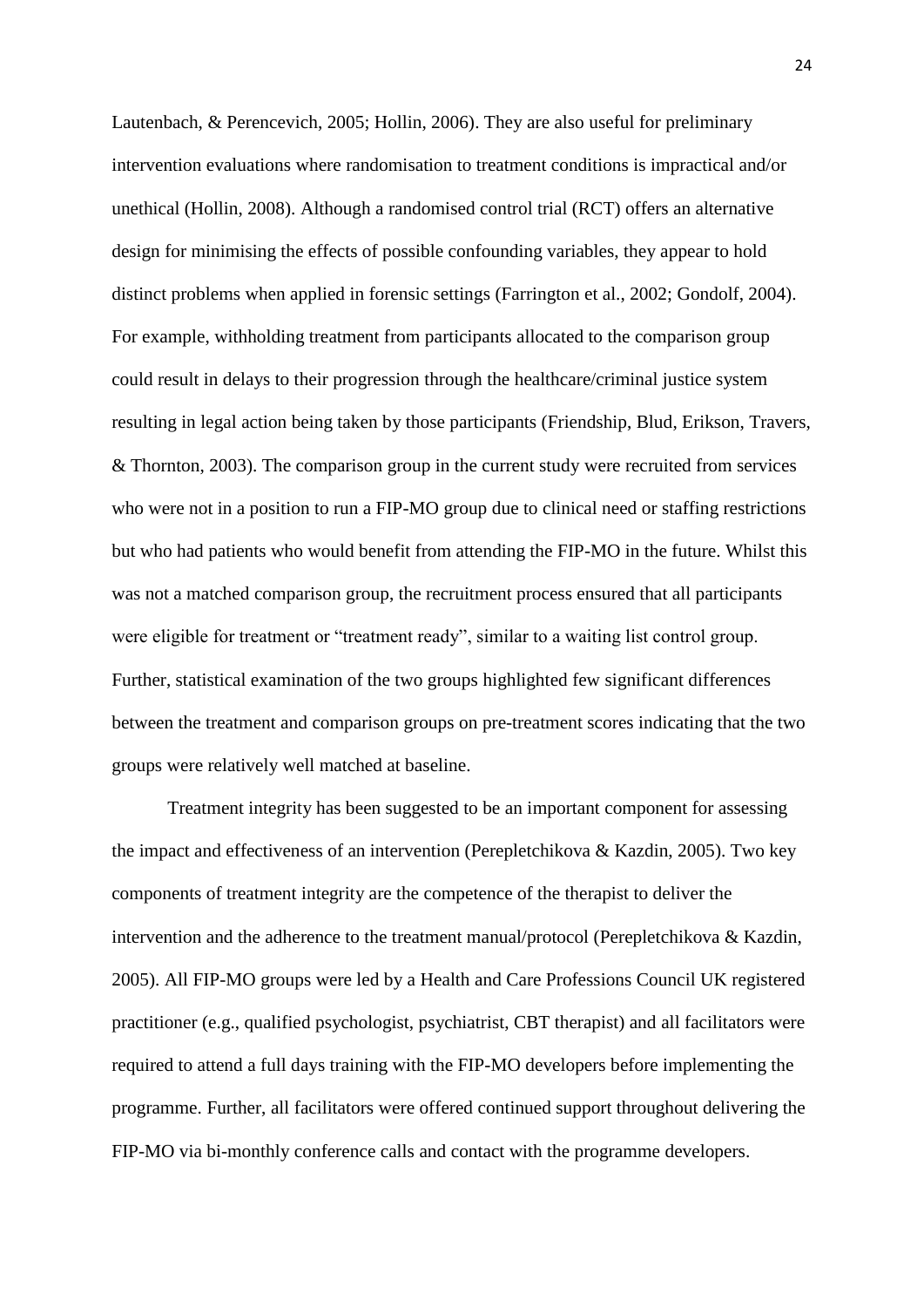Lautenbach, & Perencevich, 2005; Hollin, 2006). They are also useful for preliminary intervention evaluations where randomisation to treatment conditions is impractical and/or unethical (Hollin, 2008). Although a randomised control trial (RCT) offers an alternative design for minimising the effects of possible confounding variables, they appear to hold distinct problems when applied in forensic settings (Farrington et al., 2002; Gondolf, 2004). For example, withholding treatment from participants allocated to the comparison group could result in delays to their progression through the healthcare/criminal justice system resulting in legal action being taken by those participants (Friendship, Blud, Erikson, Travers, & Thornton, 2003). The comparison group in the current study were recruited from services who were not in a position to run a FIP-MO group due to clinical need or staffing restrictions but who had patients who would benefit from attending the FIP-MO in the future. Whilst this was not a matched comparison group, the recruitment process ensured that all participants were eligible for treatment or "treatment ready", similar to a waiting list control group. Further, statistical examination of the two groups highlighted few significant differences between the treatment and comparison groups on pre-treatment scores indicating that the two groups were relatively well matched at baseline.

Treatment integrity has been suggested to be an important component for assessing the impact and effectiveness of an intervention (Perepletchikova & Kazdin, 2005). Two key components of treatment integrity are the competence of the therapist to deliver the intervention and the adherence to the treatment manual/protocol (Perepletchikova & Kazdin, 2005). All FIP-MO groups were led by a Health and Care Professions Council UK registered practitioner (e.g., qualified psychologist, psychiatrist, CBT therapist) and all facilitators were required to attend a full days training with the FIP-MO developers before implementing the programme. Further, all facilitators were offered continued support throughout delivering the FIP-MO via bi-monthly conference calls and contact with the programme developers.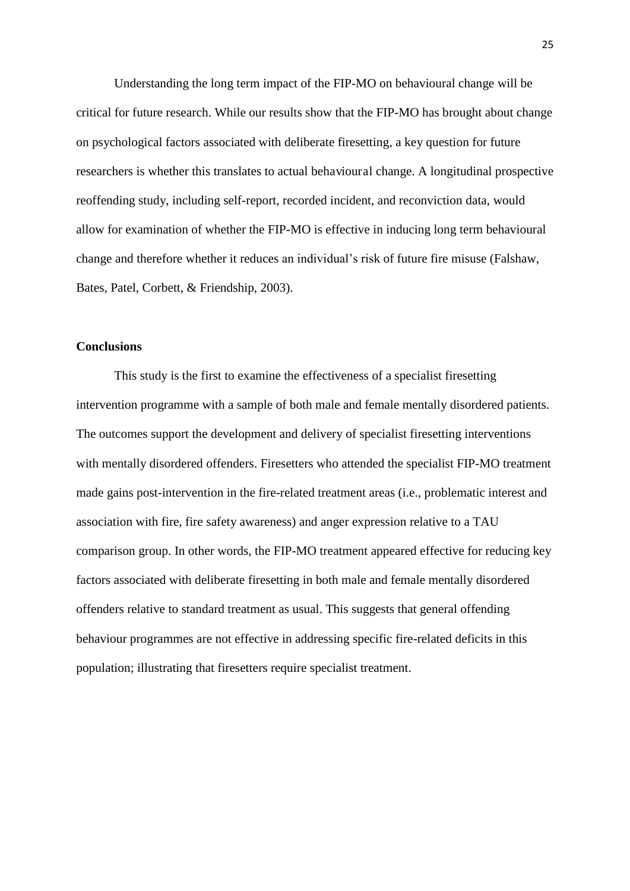Understanding the long term impact of the FIP-MO on behavioural change will be critical for future research. While our results show that the FIP-MO has brought about change on psychological factors associated with deliberate firesetting, a key question for future researchers is whether this translates to actual behavioural change. A longitudinal prospective reoffending study, including self-report, recorded incident, and reconviction data, would allow for examination of whether the FIP-MO is effective in inducing long term behavioural change and therefore whether it reduces an individual's risk of future fire misuse (Falshaw, Bates, Patel, Corbett, & Friendship, 2003).

## Conclusions

This study is the first to examine the effectiveness of a specialist firesetting intervention programme with a sample of both male and female mentally disordered patients. The outcomes support the development and delivery of specialist firesetting interventions with mentally disordered offenders. Firesetters who attended the specialist FIP-MO treatment made gains post-intervention in the fire-related treatment areas (i.e., problematic interest and association with fire, fire safety awareness) and anger expression relative to a TAU comparison group. In other words, the FIP-MO treatment appeared effective for reducing key factors associated with deliberate firesetting in both male and female mentally disordered offenders relative to standard treatment as usual. This suggests that general offending behaviour programmes are not effective in addressing specific fire-related deficits in this population; illustrating that firesetters require specialist treatment.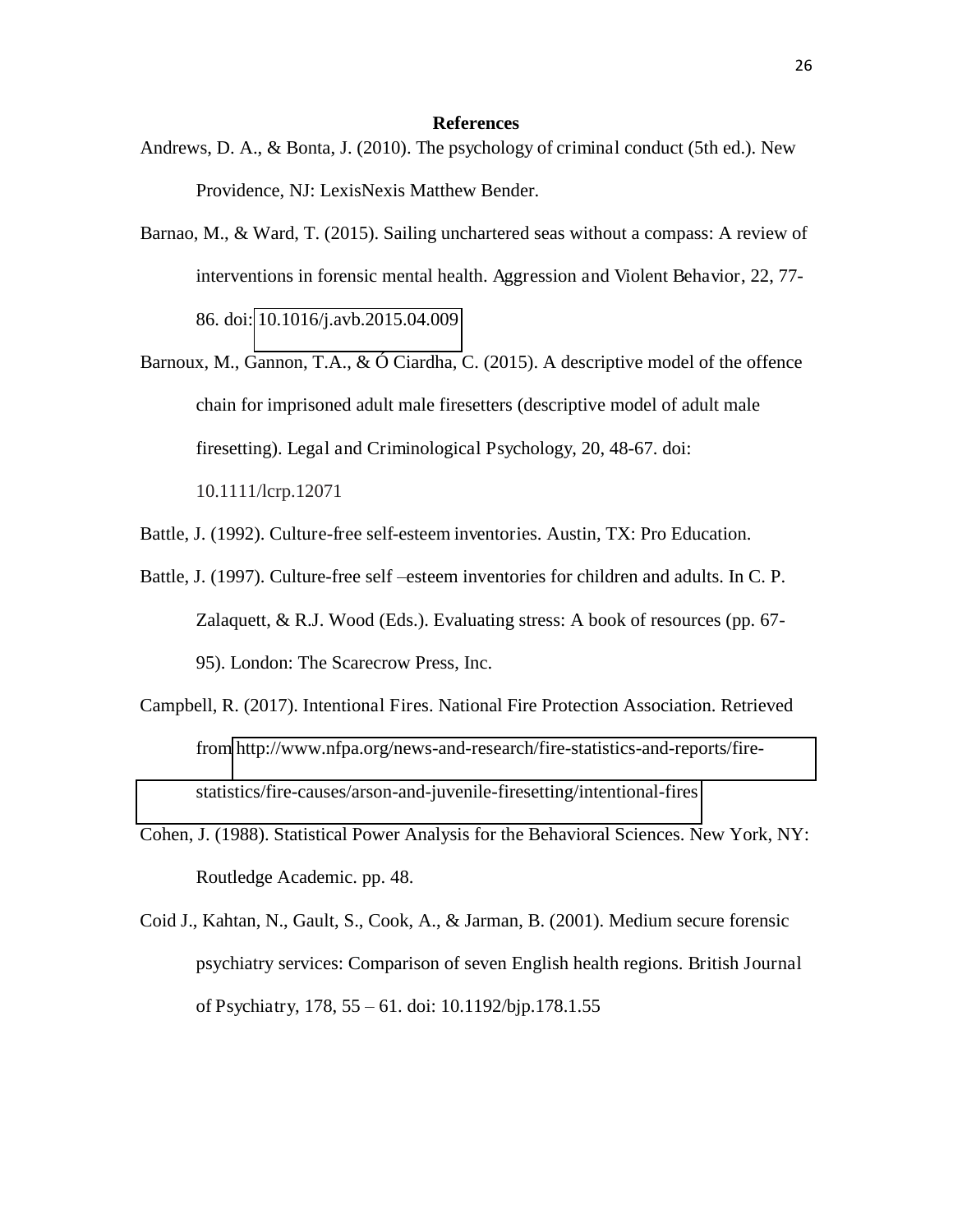## References

Andrews, D. A., & Bonta, J. (2010). The psychology of criminal conduct (5th ed.). New Providence, NJ: LexisNexis Matthew Bender.

Barnao, M., & Ward, T. (2015). Sailing unchartered seas without a compass: A review of interventions in forensic mental health. Aggression and Violent Behavior, 22, 77-86. doi: 10.1016/j.avb.2015.04.009

Barnoux, M., Gannon, T.A., & Ó Ciardha, C. (2015). A descriptive model of the offence chain for imprisoned adult male firesetters (descriptive model of adult male firesetting). Legal and Criminological Psychology, 20, 48-67. doi: 10.1111/lcrp.12071

Battle, J. (1992). Culture-free self-esteem inventories. Austin, TX: Pro Education.

Battle, J. (1997). Culture-free self –esteem inventories for children and adults. In C. P. Zalaquett, & R.J. Wood (Eds.). Evaluating stress: A book of resources (pp. 67-95). London: The Scarecrow Press, Inc.

Campbell, R. (2017). Intentional Fires. National Fire Protection Association. Retrieved from http://www.nfpa.org/news-and-research/fire-statistics-and-reports/fire-statistics/fire-causes/arson-and-juvenile-firesetting/intentional-fires

Cohen, J. (1988). Statistical Power Analysis for the Behavioral Sciences. New York, NY: Routledge Academic. pp. 48.

Coid J., Kahtan, N., Gault, S., Cook, A., & Jarman, B. (2001). Medium secure forensic psychiatry services: Comparison of seven English health regions. British Journal of Psychiatry, 178, 55 – 61. doi: 10.1192/bjp.178.1.55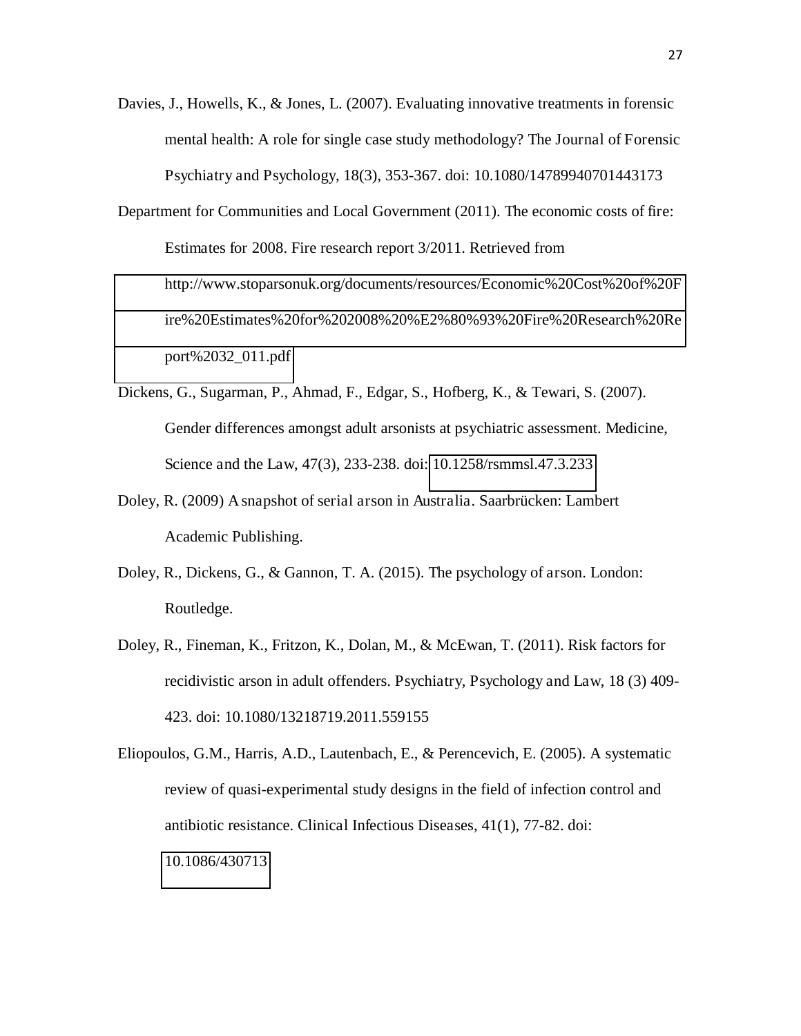Davies, J., Howells, K., & Jones, L. (2007). Evaluating innovative treatments in forensic mental health: A role for single case study methodology? The Journal of Forensic Psychiatry and Psychology, 18(3), 353-367. doi: 10.1080/14789940701443173

Department for Communities and Local Government (2011). The economic costs of fire: Estimates for 2008. Fire research report 3/2011. Retrieved from http://www.stoparsonuk.org/documents/resources/Economic%20Cost%20of%20Fire%20Estimates%20for%202008%20%E2%80%93%20Fire%20Research%20Report%2032_011.pdf

Dickens, G., Sugarman, P., Ahmad, F., Edgar, S., Hofberg, K., & Tewari, S. (2007). Gender differences amongst adult arsonists at psychiatric assessment. Medicine, Science and the Law, 47(3), 233-238. doi: 10.1258/rsmmsl.47.3.233

Doley, R. (2009) A snapshot of serial arson in Australia. Saarbrücken: Lambert Academic Publishing.

Doley, R., Dickens, G., & Gannon, T. A. (2015). The psychology of arson. London: Routledge.

Doley, R., Fineman, K., Fritzon, K., Dolan, M., & McEwan, T. (2011). Risk factors for recidivistic arson in adult offenders. Psychiatry, Psychology and Law, 18 (3) 409-423. doi: 10.1080/13218719.2011.559155

Eliopoulos, G.M., Harris, A.D., Lautenbach, E., & Perencevich, E. (2005). A systematic review of quasi-experimental study designs in the field of infection control and antibiotic resistance. Clinical Infectious Diseases, 41(1), 77-82. doi: 10.1086/430713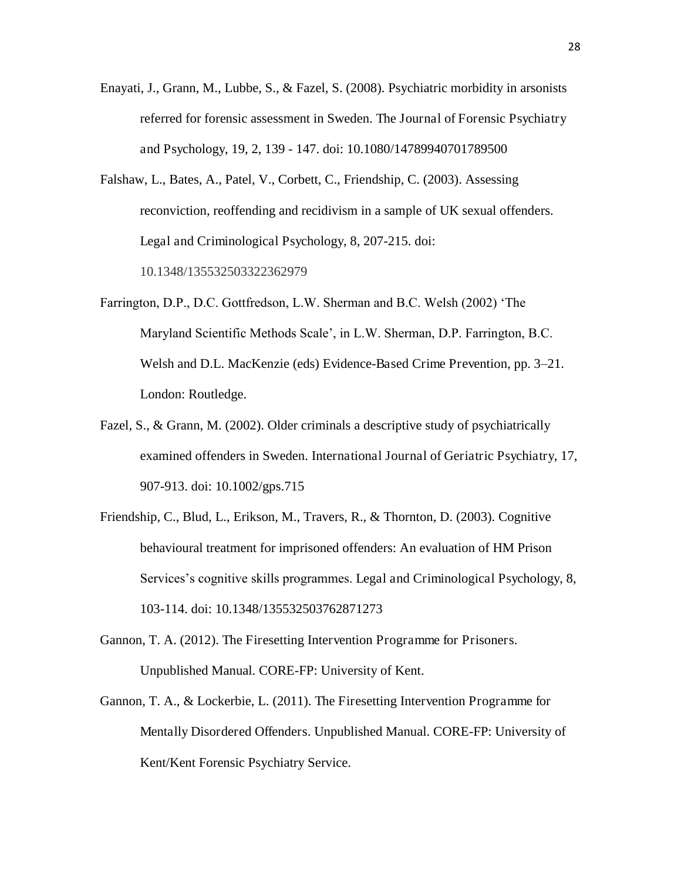Enayati, J., Grann, M., Lubbe, S., & Fazel, S. (2008). Psychiatric morbidity in arsonists referred for forensic assessment in Sweden. The Journal of Forensic Psychiatry and Psychology, 19, 2, 139 - 147. doi: 10.1080/14789940701789500

Falshaw, L., Bates, A., Patel, V., Corbett, C., Friendship, C. (2003). Assessing reconviction, reoffending and recidivism in a sample of UK sexual offenders. Legal and Criminological Psychology, 8, 207-215. doi: 10.1348/135532503322362979

Farrington, D.P., D.C. Gottfredson, L.W. Sherman and B.C. Welsh (2002) 'The Maryland Scientific Methods Scale', in L.W. Sherman, D.P. Farrington, B.C. Welsh and D.L. MacKenzie (eds) Evidence-Based Crime Prevention, pp. 3–21. London: Routledge.

Fazel, S., & Grann, M. (2002). Older criminals a descriptive study of psychiatrically examined offenders in Sweden. International Journal of Geriatric Psychiatry, 17, 907-913. doi: 10.1002/gps.715

Friendship, C., Blud, L., Erikson, M., Travers, R., & Thornton, D. (2003). Cognitive behavioural treatment for imprisoned offenders: An evaluation of HM Prison Services's cognitive skills programmes. Legal and Criminological Psychology, 8, 103-114. doi: 10.1348/135532503762871273

Gannon, T. A. (2012). The Firesetting Intervention Programme for Prisoners. Unpublished Manual. CORE-FP: University of Kent.

Gannon, T. A., & Lockerbie, L. (2011). The Firesetting Intervention Programme for Mentally Disordered Offenders. Unpublished Manual. CORE-FP: University of Kent/Kent Forensic Psychiatry Service.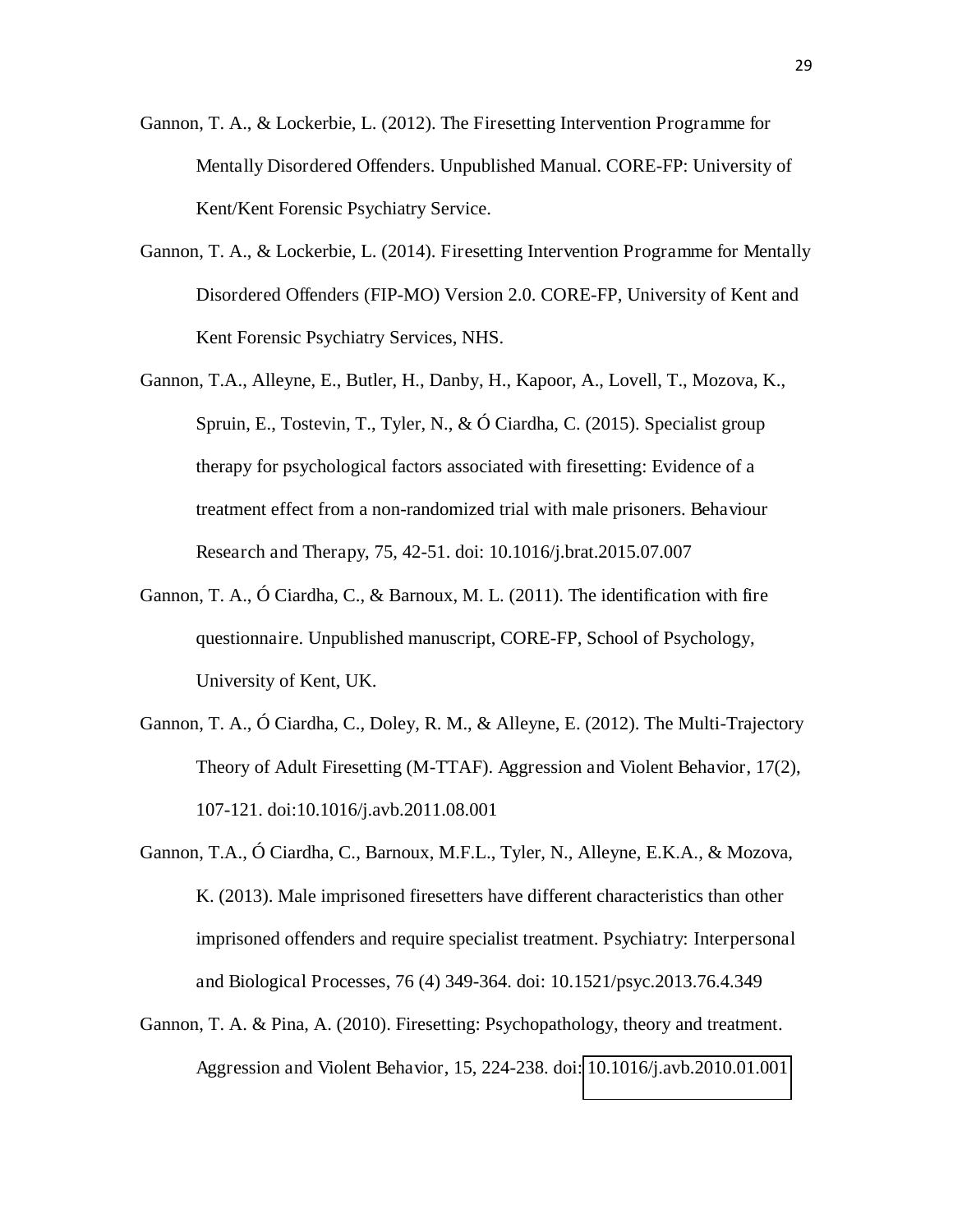Gannon, T. A., & Lockerbie, L. (2012). The Firesetting Intervention Programme for Mentally Disordered Offenders. Unpublished Manual. CORE-FP: University of Kent/Kent Forensic Psychiatry Service.

Gannon, T. A., & Lockerbie, L. (2014). Firesetting Intervention Programme for Mentally Disordered Offenders (FIP-MO) Version 2.0. CORE-FP, University of Kent and Kent Forensic Psychiatry Services, NHS.

Gannon, T.A., Alleyne, E., Butler, H., Danby, H., Kapoor, A., Lovell, T., Mozova, K., Spruin, E., Tostevin, T., Tyler, N., & Ó Ciardha, C. (2015). Specialist group therapy for psychological factors associated with firesetting: Evidence of a treatment effect from a non-randomized trial with male prisoners. Behaviour Research and Therapy, 75, 42-51. doi: 10.1016/j.brat.2015.07.007

Gannon, T. A., Ó Ciardha, C., & Barnoux, M. L. (2011). The identification with fire questionnaire. Unpublished manuscript, CORE-FP, School of Psychology, University of Kent, UK.

Gannon, T. A., Ó Ciardha, C., Doley, R. M., & Alleyne, E. (2012). The Multi-Trajectory Theory of Adult Firesetting (M-TTAF). Aggression and Violent Behavior, 17(2), 107-121. doi:10.1016/j.avb.2011.08.001

Gannon, T.A., Ó Ciardha, C., Barnoux, M.F.L., Tyler, N., Alleyne, E.K.A., & Mozova, K. (2013). Male imprisoned firesetters have different characteristics than other imprisoned offenders and require specialist treatment. Psychiatry: Interpersonal and Biological Processes, 76 (4) 349-364. doi: 10.1521/psyc.2013.76.4.349

Gannon, T. A. & Pina, A. (2010). Firesetting: Psychopathology, theory and treatment. Aggression and Violent Behavior, 15, 224-238. doi: 10.1016/j.avb.2010.01.001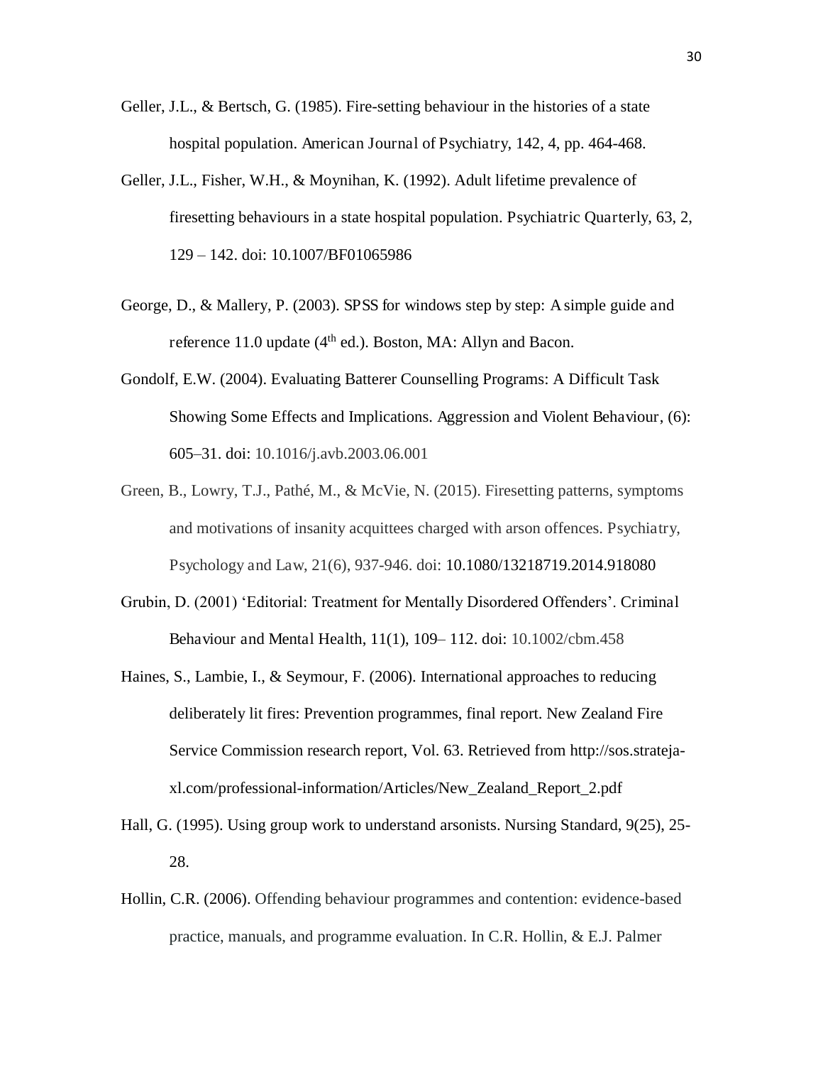Geller, J.L., & Bertsch, G. (1985). Fire-setting behaviour in the histories of a state hospital population. American Journal of Psychiatry, 142, 4, pp. 464-468.

Geller, J.L., Fisher, W.H., & Moynihan, K. (1992). Adult lifetime prevalence of firesetting behaviours in a state hospital population. Psychiatric Quarterly, 63, 2, 129 – 142. doi: 10.1007/BF01065986

George, D., & Mallery, P. (2003). SPSS for windows step by step: A simple guide and reference 11.0 update (4th ed.). Boston, MA: Allyn and Bacon.

Gondolf, E.W. (2004). Evaluating Batterer Counselling Programs: A Difficult Task Showing Some Effects and Implications. Aggression and Violent Behaviour, (6): 605–31. doi: 10.1016/j.avb.2003.06.001

Green, B., Lowry, T.J., Pathé, M., & McVie, N. (2015). Firesetting patterns, symptoms and motivations of insanity acquittees charged with arson offences. Psychiatry, Psychology and Law, 21(6), 937-946. doi: 10.1080/13218719.2014.918080

Grubin, D. (2001) 'Editorial: Treatment for Mentally Disordered Offenders'. Criminal Behaviour and Mental Health, 11(1), 109– 112. doi: 10.1002/cbm.458

Haines, S., Lambie, I., & Seymour, F. (2006). International approaches to reducing deliberately lit fires: Prevention programmes, final report. New Zealand Fire Service Commission research report, Vol. 63. Retrieved from http://sos.strateja-xl.com/professional-information/Articles/New_Zealand_Report_2.pdf

Hall, G. (1995). Using group work to understand arsonists. Nursing Standard, 9(25), 25-28.

Hollin, C.R. (2006). Offending behaviour programmes and contention: evidence-based practice, manuals, and programme evaluation. In C.R. Hollin, & E.J. Palmer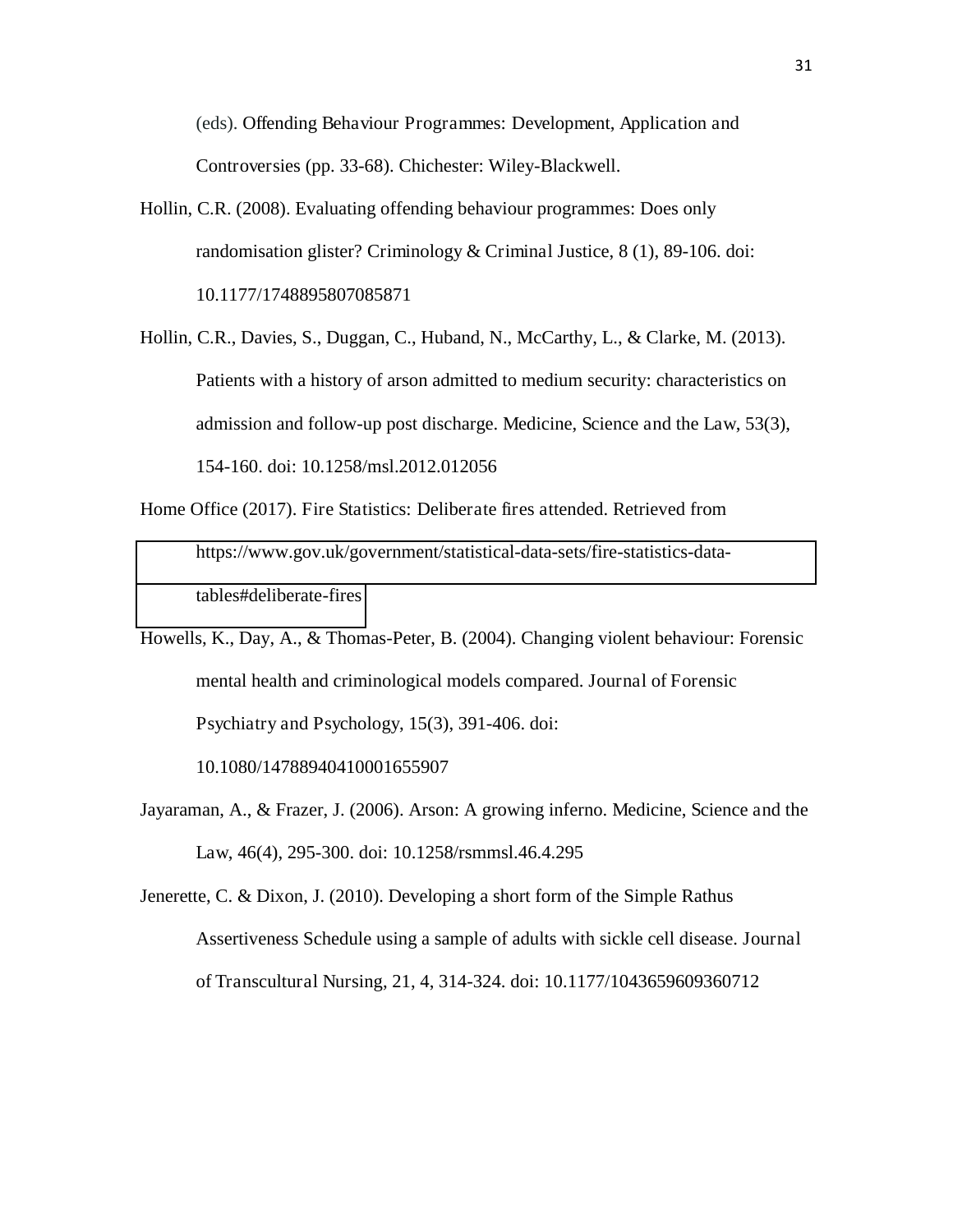(eds). Offending Behaviour Programmes: Development, Application and Controversies (pp. 33-68). Chichester: Wiley-Blackwell.

Hollin, C.R. (2008). Evaluating offending behaviour programmes: Does only randomisation glister? Criminology & Criminal Justice, 8 (1), 89-106. doi: 10.1177/1748895807085871

Hollin, C.R., Davies, S., Duggan, C., Huband, N., McCarthy, L., & Clarke, M. (2013). Patients with a history of arson admitted to medium security: characteristics on admission and follow-up post discharge. Medicine, Science and the Law, 53(3), 154-160. doi: 10.1258/msl.2012.012056

Home Office (2017). Fire Statistics: Deliberate fires attended. Retrieved from https://www.gov.uk/government/statistical-data-sets/fire-statistics-data-tables#deliberate-fires

Howells, K., Day, A., & Thomas-Peter, B. (2004). Changing violent behaviour: Forensic mental health and criminological models compared. Journal of Forensic Psychiatry and Psychology, 15(3), 391-406. doi: 10.1080/14788940410001655907

Jayaraman, A., & Frazer, J. (2006). Arson: A growing inferno. Medicine, Science and the Law, 46(4), 295-300. doi: 10.1258/rsmmsl.46.4.295

Jenerette, C. & Dixon, J. (2010). Developing a short form of the Simple Rathus Assertiveness Schedule using a sample of adults with sickle cell disease. Journal of Transcultural Nursing, 21, 4, 314-324. doi: 10.1177/1043659609360712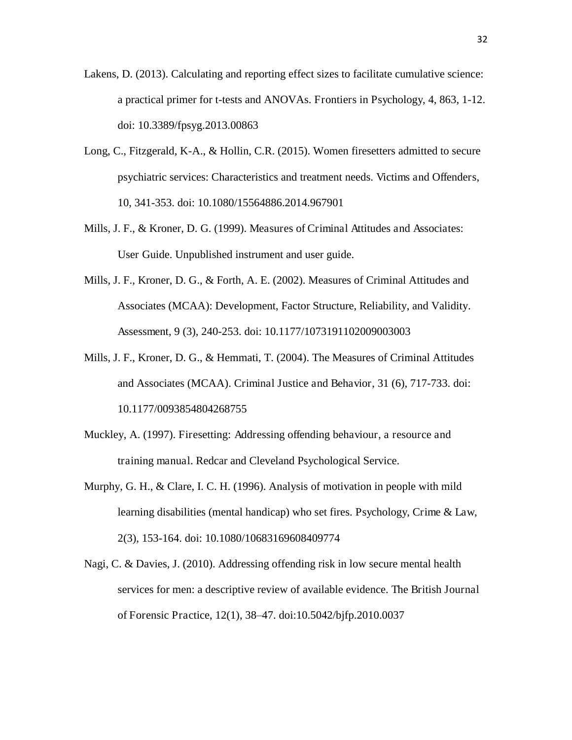Lakens, D. (2013). Calculating and reporting effect sizes to facilitate cumulative science: a practical primer for t-tests and ANOVAs. Frontiers in Psychology, 4, 863, 1-12. doi: 10.3389/fpsyg.2013.00863

Long, C., Fitzgerald, K-A., & Hollin, C.R. (2015). Women firesetters admitted to secure psychiatric services: Characteristics and treatment needs. Victims and Offenders, 10, 341-353. doi: 10.1080/15564886.2014.967901

Mills, J. F., & Kroner, D. G. (1999). Measures of Criminal Attitudes and Associates: User Guide. Unpublished instrument and user guide.

Mills, J. F., Kroner, D. G., & Forth, A. E. (2002). Measures of Criminal Attitudes and Associates (MCAA): Development, Factor Structure, Reliability, and Validity. Assessment, 9 (3), 240-253. doi: 10.1177/1073191102009003003

Mills, J. F., Kroner, D. G., & Hemmati, T. (2004). The Measures of Criminal Attitudes and Associates (MCAA). Criminal Justice and Behavior, 31 (6), 717-733. doi: 10.1177/0093854804268755

Muckley, A. (1997). Firesetting: Addressing offending behaviour, a resource and training manual. Redcar and Cleveland Psychological Service.

Murphy, G. H., & Clare, I. C. H. (1996). Analysis of motivation in people with mild learning disabilities (mental handicap) who set fires. Psychology, Crime & Law, 2(3), 153-164. doi: 10.1080/10683169608409774

Nagi, C. & Davies, J. (2010). Addressing offending risk in low secure mental health services for men: a descriptive review of available evidence. The British Journal of Forensic Practice, 12(1), 38–47. doi:10.5042/bjfp.2010.0037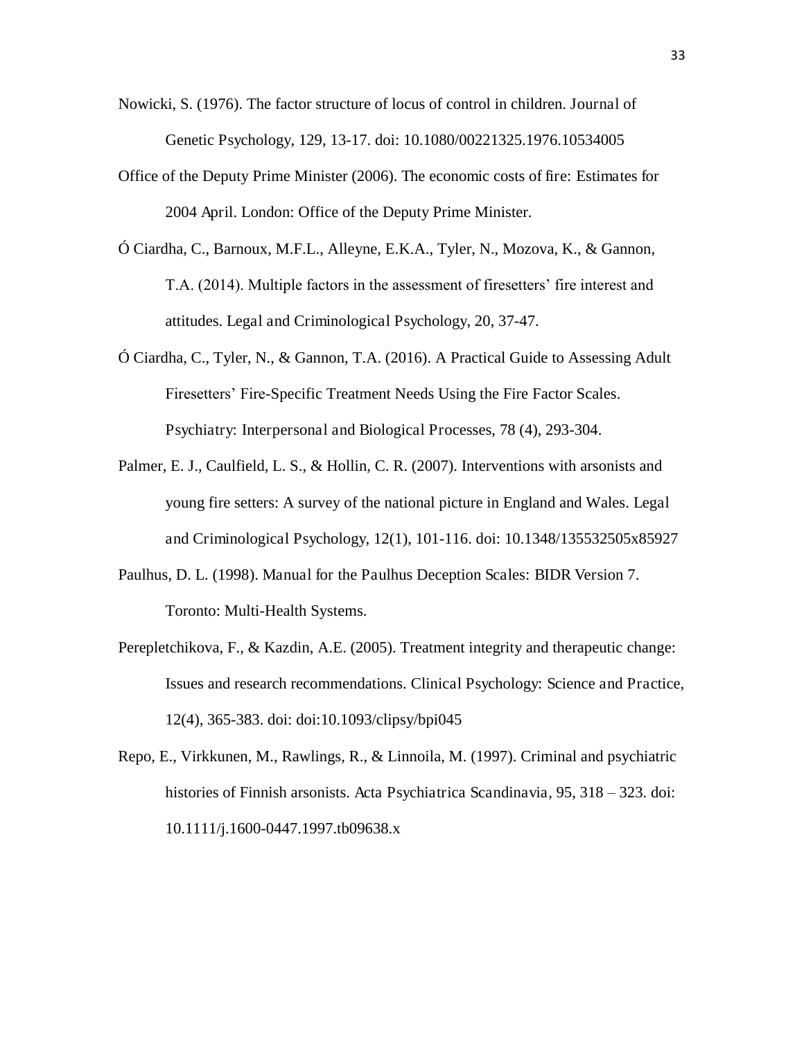Nowicki, S. (1976). The factor structure of locus of control in children. Journal of Genetic Psychology, 129, 13-17. doi: 10.1080/00221325.1976.10534005

Office of the Deputy Prime Minister (2006). The economic costs of fire: Estimates for 2004 April. London: Office of the Deputy Prime Minister.

Ó Ciardha, C., Barnoux, M.F.L., Alleyne, E.K.A., Tyler, N., Mozova, K., & Gannon, T.A. (2014). Multiple factors in the assessment of firesetters' fire interest and attitudes. Legal and Criminological Psychology, 20, 37-47.

Ó Ciardha, C., Tyler, N., & Gannon, T.A. (2016). A Practical Guide to Assessing Adult Firesetters' Fire-Specific Treatment Needs Using the Fire Factor Scales. Psychiatry: Interpersonal and Biological Processes, 78 (4), 293-304.

Palmer, E. J., Caulfield, L. S., & Hollin, C. R. (2007). Interventions with arsonists and young fire setters: A survey of the national picture in England and Wales. Legal and Criminological Psychology, 12(1), 101-116. doi: 10.1348/135532505x85927

Paulhus, D. L. (1998). Manual for the Paulhus Deception Scales: BIDR Version 7. Toronto: Multi-Health Systems.

Perepletchikova, F., & Kazdin, A.E. (2005). Treatment integrity and therapeutic change: Issues and research recommendations. Clinical Psychology: Science and Practice, 12(4), 365-383. doi: doi:10.1093/clipsy/bpi045

Repo, E., Virkkunen, M., Rawlings, R., & Linnoila, M. (1997). Criminal and psychiatric histories of Finnish arsonists. Acta Psychiatrica Scandinavia, 95, 318 – 323. doi: 10.1111/j.1600-0447.1997.tb09638.x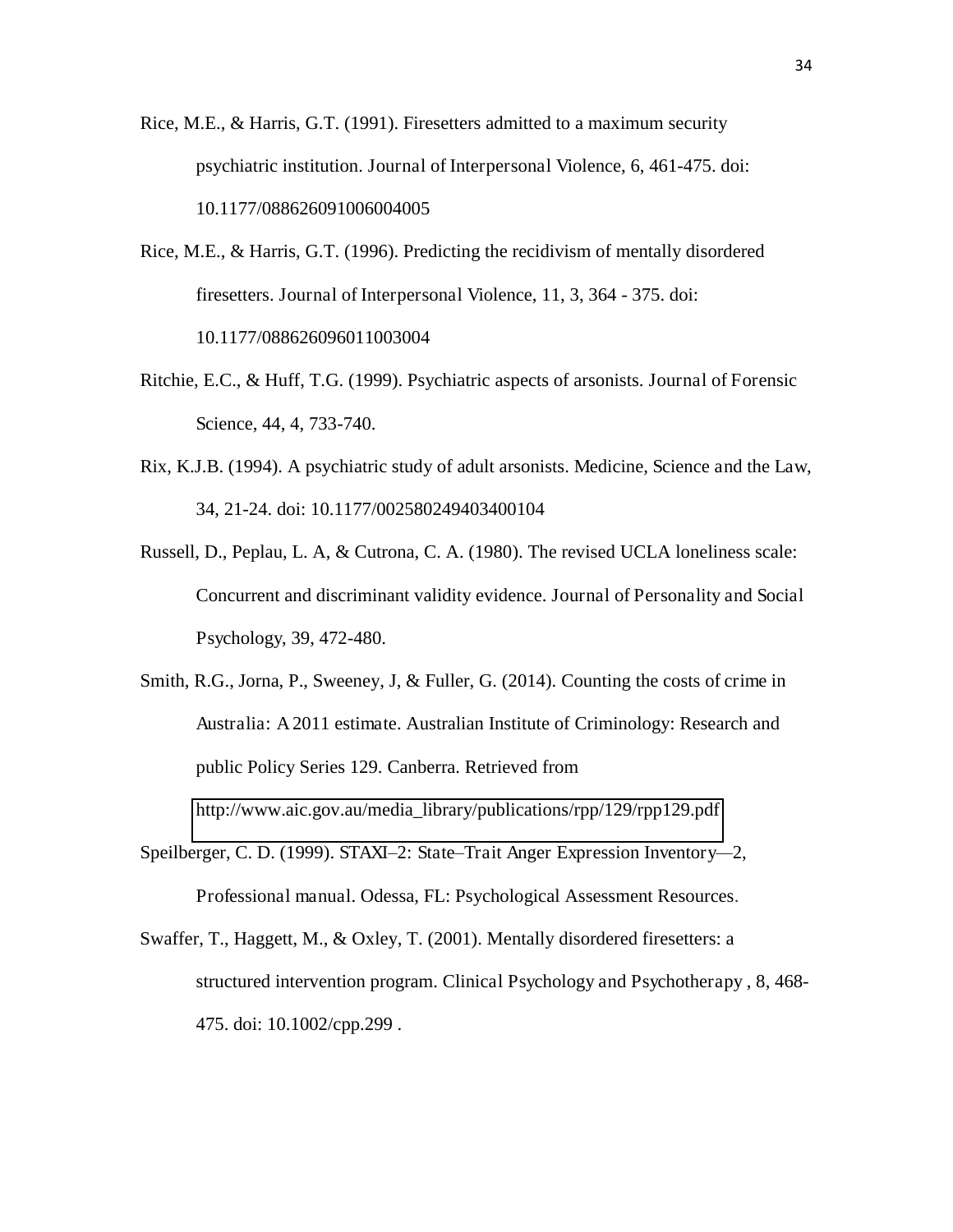Rice, M.E., & Harris, G.T. (1991). Firesetters admitted to a maximum security psychiatric institution. Journal of Interpersonal Violence, 6, 461-475. doi: 10.1177/088626091006004005

Rice, M.E., & Harris, G.T. (1996). Predicting the recidivism of mentally disordered firesetters. Journal of Interpersonal Violence, 11, 3, 364 - 375. doi: 10.1177/088626096011003004

Ritchie, E.C., & Huff, T.G. (1999). Psychiatric aspects of arsonists. Journal of Forensic Science, 44, 4, 733-740.

Rix, K.J.B. (1994). A psychiatric study of adult arsonists. Medicine, Science and the Law, 34, 21-24. doi: 10.1177/002580249403400104

Russell, D., Peplau, L. A, & Cutrona, C. A. (1980). The revised UCLA loneliness scale: Concurrent and discriminant validity evidence. Journal of Personality and Social Psychology, 39, 472-480.

Smith, R.G., Jorna, P., Sweeney, J, & Fuller, G. (2014). Counting the costs of crime in Australia: A 2011 estimate. Australian Institute of Criminology: Research and public Policy Series 129. Canberra. Retrieved from http://www.aic.gov.au/media_library/publications/rpp/129/rpp129.pdf

Speilberger, C. D. (1999). STAXI–2: State–Trait Anger Expression Inventory—2, Professional manual. Odessa, FL: Psychological Assessment Resources.

Swaffer, T., Haggett, M., & Oxley, T. (2001). Mentally disordered firesetters: a structured intervention program. Clinical Psychology and Psychotherapy , 8, 468-475. doi: 10.1002/cpp.299 .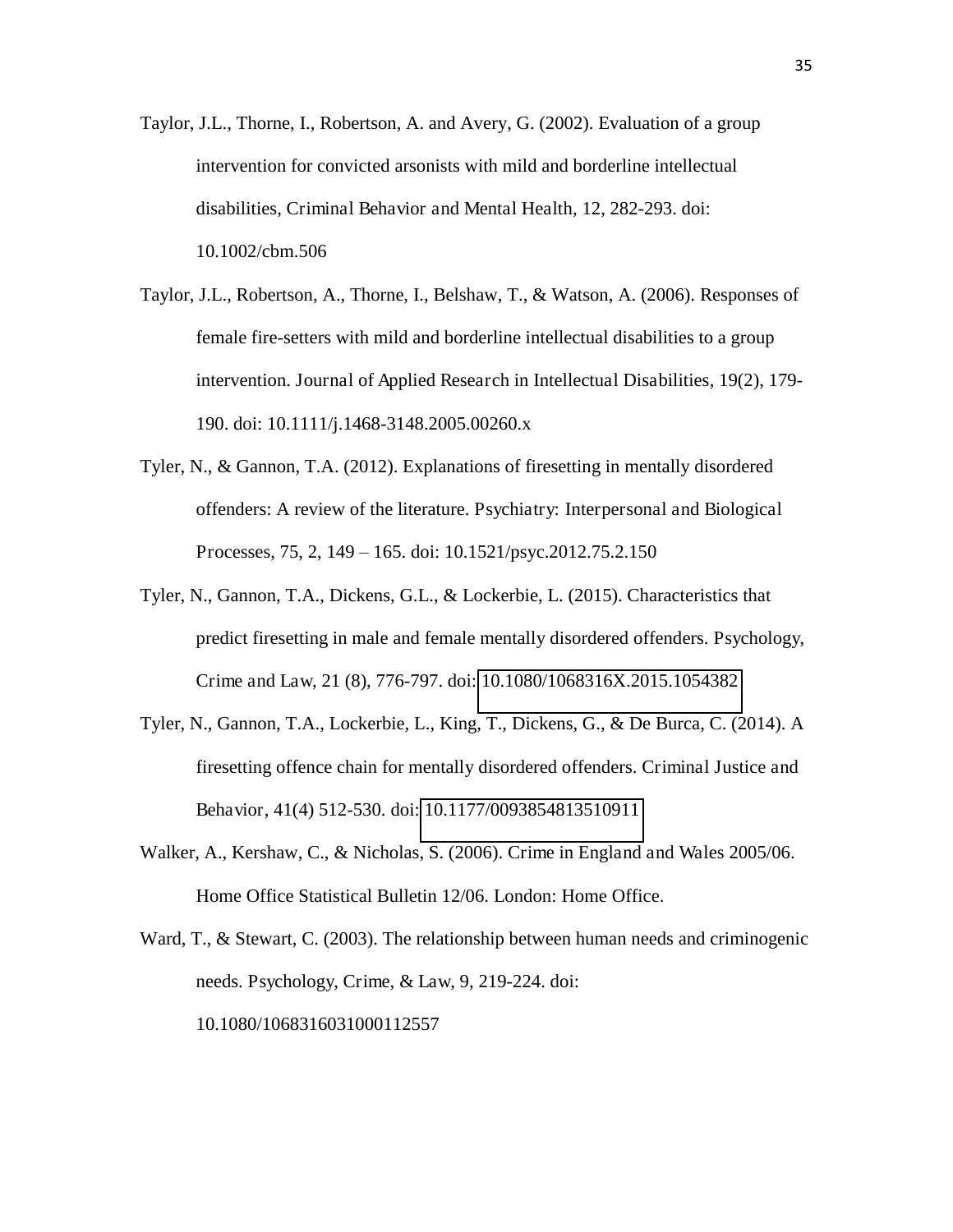Taylor, J.L., Thorne, I., Robertson, A. and Avery, G. (2002). Evaluation of a group intervention for convicted arsonists with mild and borderline intellectual disabilities, Criminal Behavior and Mental Health, 12, 282-293. doi: 10.1002/cbm.506

Taylor, J.L., Robertson, A., Thorne, I., Belshaw, T., & Watson, A. (2006). Responses of female fire-setters with mild and borderline intellectual disabilities to a group intervention. Journal of Applied Research in Intellectual Disabilities, 19(2), 179-190. doi: 10.1111/j.1468-3148.2005.00260.x

Tyler, N., & Gannon, T.A. (2012). Explanations of firesetting in mentally disordered offenders: A review of the literature. Psychiatry: Interpersonal and Biological Processes, 75, 2, 149 – 165. doi: 10.1521/psyc.2012.75.2.150

Tyler, N., Gannon, T.A., Dickens, G.L., & Lockerbie, L. (2015). Characteristics that predict firesetting in male and female mentally disordered offenders. Psychology, Crime and Law, 21 (8), 776-797. doi: 10.1080/1068316X.2015.1054382

Tyler, N., Gannon, T.A., Lockerbie, L., King, T., Dickens, G., & De Burca, C. (2014). A firesetting offence chain for mentally disordered offenders. Criminal Justice and Behavior, 41(4) 512-530. doi: 10.1177/0093854813510911

Walker, A., Kershaw, C., & Nicholas, S. (2006). Crime in England and Wales 2005/06. Home Office Statistical Bulletin 12/06. London: Home Office.

Ward, T., & Stewart, C. (2003). The relationship between human needs and criminogenic needs. Psychology, Crime, & Law, 9, 219-224. doi: 10.1080/1068316031000112557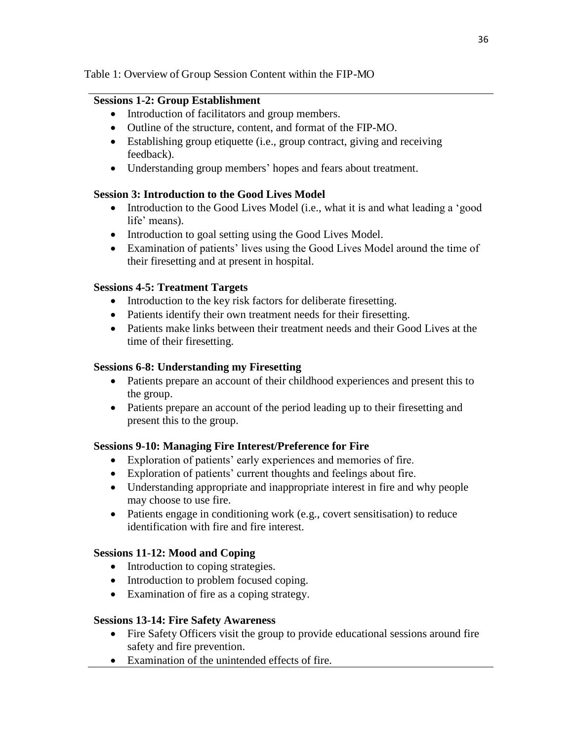Table 1: Overview of Group Session Content within the FIP-MO

**Sessions 1-2: Group Establishment**

- Introduction of facilitators and group members.
- Outline of the structure, content, and format of the FIP-MO.
- Establishing group etiquette (i.e., group contract, giving and receiving feedback).
- Understanding group members' hopes and fears about treatment.

**Session 3: Introduction to the Good Lives Model**

- Introduction to the Good Lives Model (i.e., what it is and what leading a 'good life' means).
- Introduction to goal setting using the Good Lives Model.
- Examination of patients' lives using the Good Lives Model around the time of their firesetting and at present in hospital.

**Sessions 4-5: Treatment Targets**

- Introduction to the key risk factors for deliberate firesetting.
- Patients identify their own treatment needs for their firesetting.
- Patients make links between their treatment needs and their Good Lives at the time of their firesetting.

**Sessions 6-8: Understanding my Firesetting**

- Patients prepare an account of their childhood experiences and present this to the group.
- Patients prepare an account of the period leading up to their firesetting and present this to the group.

**Sessions 9-10: Managing Fire Interest/Preference for Fire**

- Exploration of patients' early experiences and memories of fire.
- Exploration of patients' current thoughts and feelings about fire.
- Understanding appropriate and inappropriate interest in fire and why people may choose to use fire.
- Patients engage in conditioning work (e.g., covert sensitisation) to reduce identification with fire and fire interest.

**Sessions 11-12: Mood and Coping**

- Introduction to coping strategies.
- Introduction to problem focused coping.
- Examination of fire as a coping strategy.

**Sessions 13-14: Fire Safety Awareness**

- Fire Safety Officers visit the group to provide educational sessions around fire safety and fire prevention.
- Examination of the unintended effects of fire.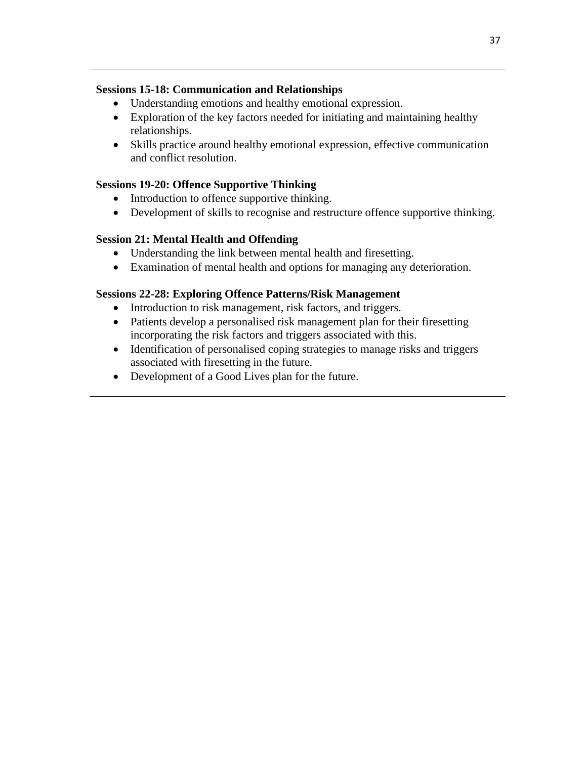**Sessions 15-18: Communication and Relationships**

- Understanding emotions and healthy emotional expression.
- Exploration of the key factors needed for initiating and maintaining healthy relationships.
- Skills practice around healthy emotional expression, effective communication and conflict resolution.

**Sessions 19-20: Offence Supportive Thinking**

- Introduction to offence supportive thinking.
- Development of skills to recognise and restructure offence supportive thinking.

**Session 21: Mental Health and Offending**

- Understanding the link between mental health and firesetting.
- Examination of mental health and options for managing any deterioration.

**Sessions 22-28: Exploring Offence Patterns/Risk Management**

- Introduction to risk management, risk factors, and triggers.
- Patients develop a personalised risk management plan for their firesetting incorporating the risk factors and triggers associated with this.
- Identification of personalised coping strategies to manage risks and triggers associated with firesetting in the future.
- Development of a Good Lives plan for the future.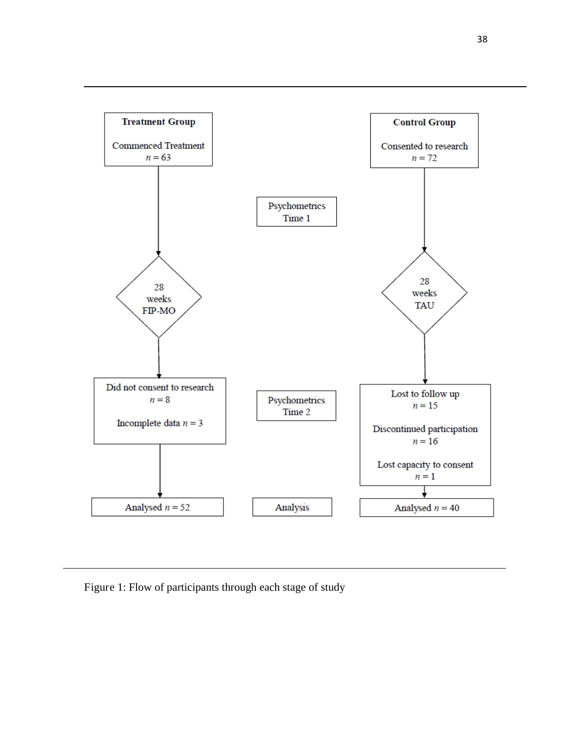**Treatment Group**

Commenced Treatment
$n = 63$

**Control Group**

Consented to research
$n = 72$

Psychometrics
Time 1

28
weeks
FIP-MO

28
weeks
TAU

Did not consent to research
$n = 8$

Incomplete data $n = 3$

Psychometrics
Time 2

Lost to follow up
$n = 15$

Discontinued participation
$n = 16$

Lost capacity to consent
$n = 1$

Analysed $n = 52$

Analysis

Analysed $n = 40$

Figure 1: Flow of participants through each stage of study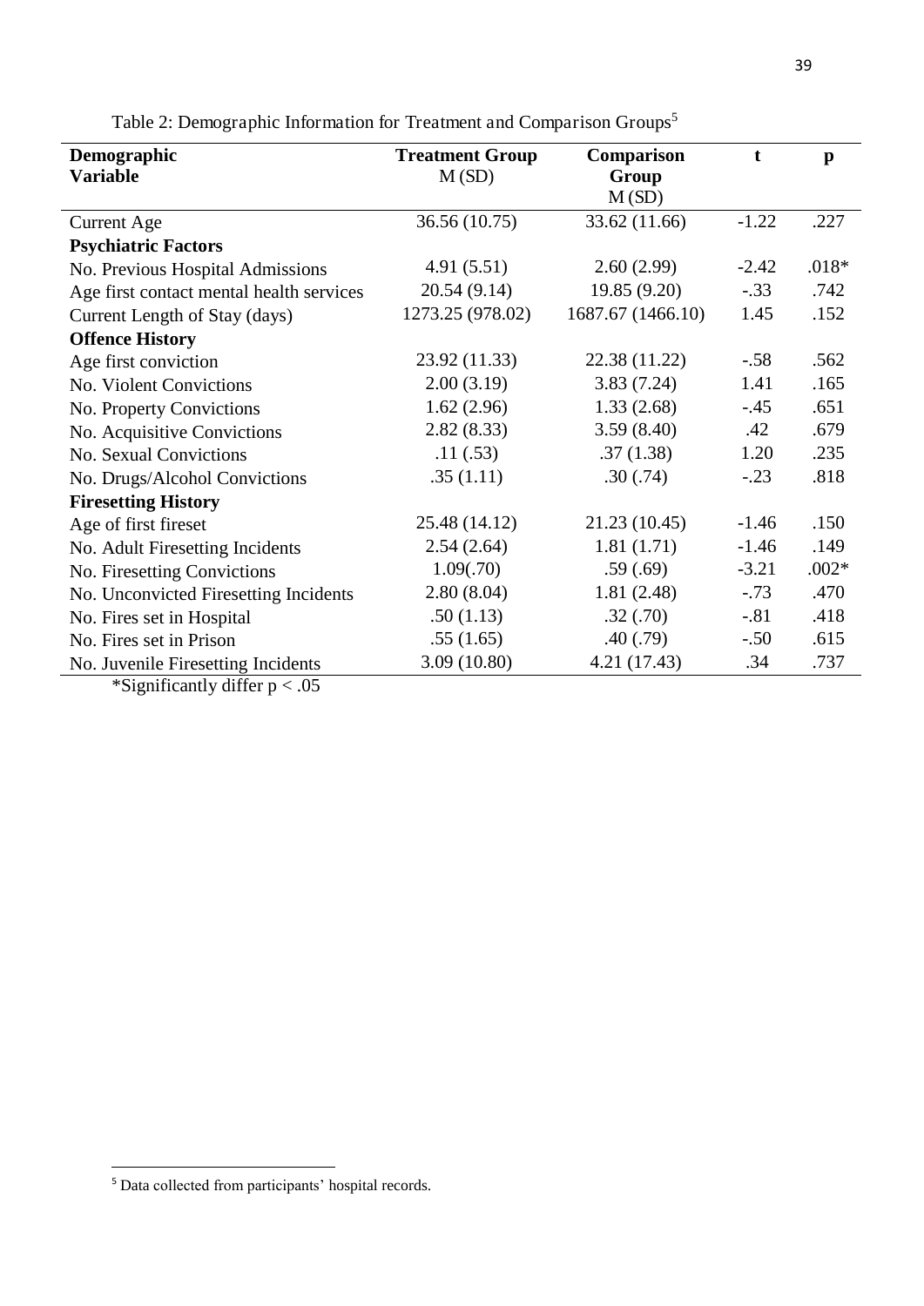Table 2: Demographic Information for Treatment and Comparison Groups[5]

| Demographic Variable | Treatment Group M (SD) | Comparison Group M (SD) | t | p |
|---|---|---|---|---|
| Current Age | 36.56 (10.75) | 33.62 (11.66) | -1.22 | .227 |
| **Psychiatric Factors** | | | | |
| No. Previous Hospital Admissions | 4.91 (5.51) | 2.60 (2.99) | -2.42 | .018* |
| Age first contact mental health services | 20.54 (9.14) | 19.85 (9.20) | -.33 | .742 |
| Current Length of Stay (days) | 1273.25 (978.02) | 1687.67 (1466.10) | 1.45 | .152 |
| **Offence History** | | | | |
| Age first conviction | 23.92 (11.33) | 22.38 (11.22) | -.58 | .562 |
| No. Violent Convictions | 2.00 (3.19) | 3.83 (7.24) | 1.41 | .165 |
| No. Property Convictions | 1.62 (2.96) | 1.33 (2.68) | -.45 | .651 |
| No. Acquisitive Convictions | 2.82 (8.33) | 3.59 (8.40) | .42 | .679 |
| No. Sexual Convictions | .11 (.53) | .37 (1.38) | 1.20 | .235 |
| No. Drugs/Alcohol Convictions | .35 (1.11) | .30 (.74) | -.23 | .818 |
| **Firesetting History** | | | | |
| Age of first fireset | 25.48 (14.12) | 21.23 (10.45) | -1.46 | .150 |
| No. Adult Firesetting Incidents | 2.54 (2.64) | 1.81 (1.71) | -1.46 | .149 |
| No. Firesetting Convictions | 1.09(.70) | .59 (.69) | -3.21 | .002* |
| No. Unconvicted Firesetting Incidents | 2.80 (8.04) | 1.81 (2.48) | -.73 | .470 |
| No. Fires set in Hospital | .50 (1.13) | .32 (.70) | -.81 | .418 |
| No. Fires set in Prison | .55 (1.65) | .40 (.79) | -.50 | .615 |
| No. Juvenile Firesetting Incidents | 3.09 (10.80) | 4.21 (17.43) | .34 | .737 |

*Significantly differ $p < .05$

[5] Data collected from participants' hospital records.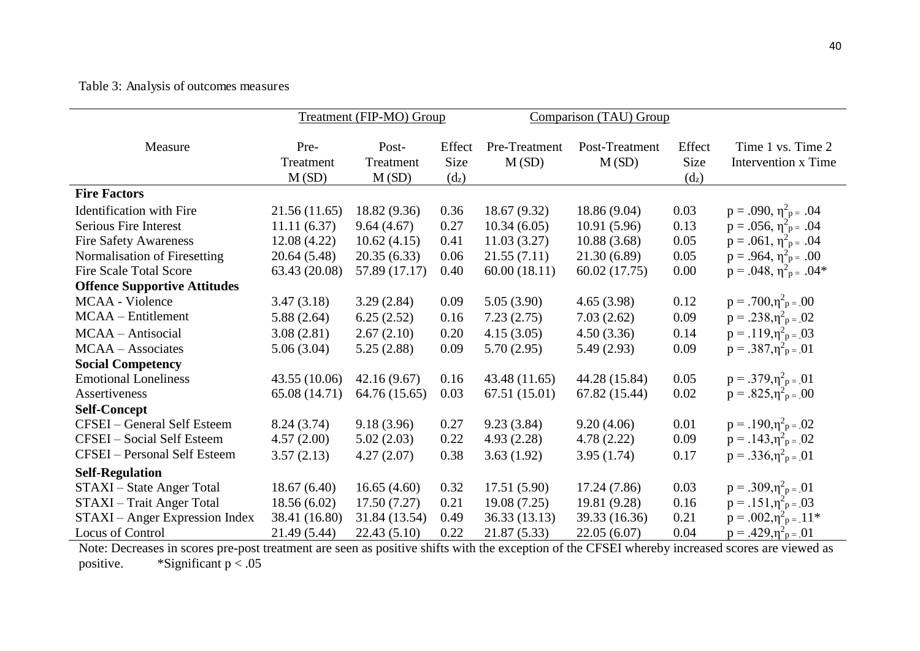Table 3: Analysis of outcomes measures

| Measure | Treatment (FIP-MO) Group | | | Comparison (TAU) Group | | | |
|---|---|---|---|---|---|---|---|
| | Pre-Treatment M (SD) | Post-Treatment M (SD) | Effect Size ($d_z$) | Pre-Treatment M (SD) | Post-Treatment M (SD) | Effect Size ($d_z$) | Time 1 vs. Time 2 Intervention x Time |
| **Fire Factors** | | | | | | | |
| Identification with Fire | 21.56 (11.65) | 18.82 (9.36) | 0.36 | 18.67 (9.32) | 18.86 (9.04) | 0.03 | $p = .090$, $\eta^2_p = .04$ |
| Serious Fire Interest | 11.11 (6.37) | 9.64 (4.67) | 0.27 | 10.34 (6.05) | 10.91 (5.96) | 0.13 | $p = .056$, $\eta^2_p = .04$ |
| Fire Safety Awareness | 12.08 (4.22) | 10.62 (4.15) | 0.41 | 11.03 (3.27) | 10.88 (3.68) | 0.05 | $p = .061$, $\eta^2_p = .04$ |
| Normalisation of Firesetting | 20.64 (5.48) | 20.35 (6.33) | 0.06 | 21.55 (7.11) | 21.30 (6.89) | 0.05 | $p = .964$, $\eta^2_p = .00$ |
| Fire Scale Total Score | 63.43 (20.08) | 57.89 (17.17) | 0.40 | 60.00 (18.11) | 60.02 (17.75) | 0.00 | $p = .048$, $\eta^2_p = .04$* |
| **Offence Supportive Attitudes** | | | | | | | |
| MCAA - Violence | 3.47 (3.18) | 3.29 (2.84) | 0.09 | 5.05 (3.90) | 4.65 (3.98) | 0.12 | $p = .700$, $\eta^2_p = .00$ |
| MCAA – Entitlement | 5.88 (2.64) | 6.25 (2.52) | 0.16 | 7.23 (2.75) | 7.03 (2.62) | 0.09 | $p = .238$, $\eta^2_p = .02$ |
| MCAA – Antisocial | 3.08 (2.81) | 2.67 (2.10) | 0.20 | 4.15 (3.05) | 4.50 (3.36) | 0.14 | $p = .119$, $\eta^2_p = .03$ |
| MCAA – Associates | 5.06 (3.04) | 5.25 (2.88) | 0.09 | 5.70 (2.95) | 5.49 (2.93) | 0.09 | $p = .387$, $\eta^2_p = .01$ |
| **Social Competency** | | | | | | | |
| Emotional Loneliness | 43.55 (10.06) | 42.16 (9.67) | 0.16 | 43.48 (11.65) | 44.28 (15.84) | 0.05 | $p = .379$, $\eta^2_p = .01$ |
| Assertiveness | 65.08 (14.71) | 64.76 (15.65) | 0.03 | 67.51 (15.01) | 67.82 (15.44) | 0.02 | $p = .825$, $\eta^2_p = .00$ |
| **Self-Concept** | | | | | | | |
| CFSEI – General Self Esteem | 8.24 (3.74) | 9.18 (3.96) | 0.27 | 9.23 (3.84) | 9.20 (4.06) | 0.01 | $p = .190$, $\eta^2_p = .02$ |
| CFSEI – Social Self Esteem | 4.57 (2.00) | 5.02 (2.03) | 0.22 | 4.93 (2.28) | 4.78 (2.22) | 0.09 | $p = .143$, $\eta^2_p = .02$ |
| CFSEI – Personal Self Esteem | 3.57 (2.13) | 4.27 (2.07) | 0.38 | 3.63 (1.92) | 3.95 (1.74) | 0.17 | $p = .336$, $\eta^2_p = .01$ |
| **Self-Regulation** | | | | | | | |
| STAXI – State Anger Total | 18.67 (6.40) | 16.65 (4.60) | 0.32 | 17.51 (5.90) | 17.24 (7.86) | 0.03 | $p = .309$, $\eta^2_p = .01$ |
| STAXI – Trait Anger Total | 18.56 (6.02) | 17.50 (7.27) | 0.21 | 19.08 (7.25) | 19.81 (9.28) | 0.16 | $p = .151$, $\eta^2_p = .03$ |
| STAXI – Anger Expression Index | 38.41 (16.80) | 31.84 (13.54) | 0.49 | 36.33 (13.13) | 39.33 (16.36) | 0.21 | $p = .002$, $\eta^2_p = .11$* |
| Locus of Control | 21.49 (5.44) | 22.43 (5.10) | 0.22 | 21.87 (5.33) | 22.05 (6.07) | 0.04 | $p = .429$, $\eta^2_p = .01$ |

Note: Decreases in scores pre-post treatment are seen as positive shifts with the exception of the CFSEI whereby increased scores are viewed as positive. *Significant $p < .05$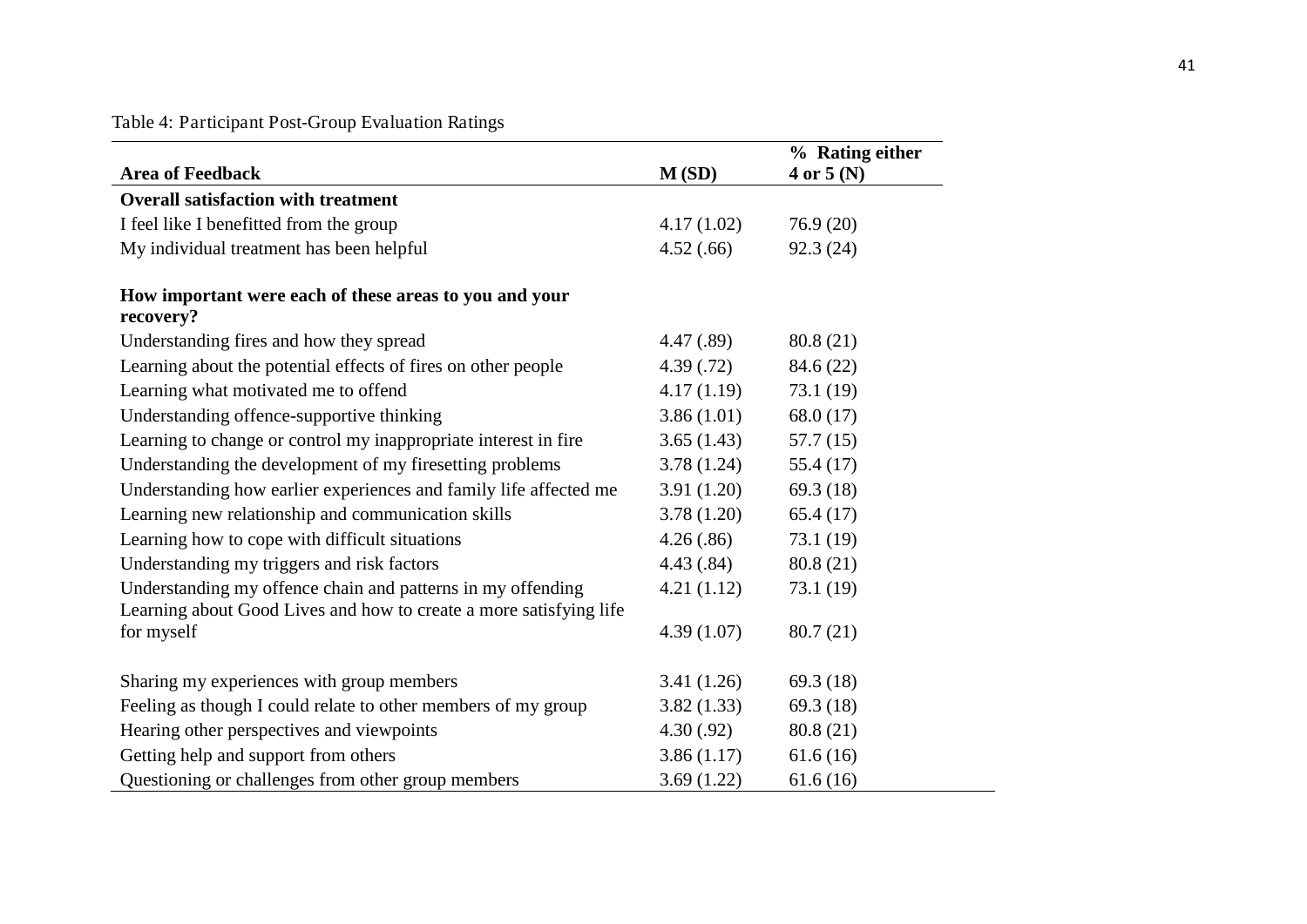Table 4: Participant Post-Group Evaluation Ratings

| Area of Feedback | M (SD) | % Rating either 4 or 5 (N) |
|---|---|---|
| **Overall satisfaction with treatment** | | |
| I feel like I benefitted from the group | 4.17 (1.02) | 76.9 (20) |
| My individual treatment has been helpful | 4.52 (.66) | 92.3 (24) |
| **How important were each of these areas to you and your recovery?** | | |
| Understanding fires and how they spread | 4.47 (.89) | 80.8 (21) |
| Learning about the potential effects of fires on other people | 4.39 (.72) | 84.6 (22) |
| Learning what motivated me to offend | 4.17 (1.19) | 73.1 (19) |
| Understanding offence-supportive thinking | 3.86 (1.01) | 68.0 (17) |
| Learning to change or control my inappropriate interest in fire | 3.65 (1.43) | 57.7 (15) |
| Understanding the development of my firesetting problems | 3.78 (1.24) | 55.4 (17) |
| Understanding how earlier experiences and family life affected me | 3.91 (1.20) | 69.3 (18) |
| Learning new relationship and communication skills | 3.78 (1.20) | 65.4 (17) |
| Learning how to cope with difficult situations | 4.26 (.86) | 73.1 (19) |
| Understanding my triggers and risk factors | 4.43 (.84) | 80.8 (21) |
| Understanding my offence chain and patterns in my offending | 4.21 (1.12) | 73.1 (19) |
| Learning about Good Lives and how to create a more satisfying life for myself | 4.39 (1.07) | 80.7 (21) |
| Sharing my experiences with group members | 3.41 (1.26) | 69.3 (18) |
| Feeling as though I could relate to other members of my group | 3.82 (1.33) | 69.3 (18) |
| Hearing other perspectives and viewpoints | 4.30 (.92) | 80.8 (21) |
| Getting help and support from others | 3.86 (1.17) | 61.6 (16) |
| Questioning or challenges from other group members | 3.69 (1.22) | 61.6 (16) |